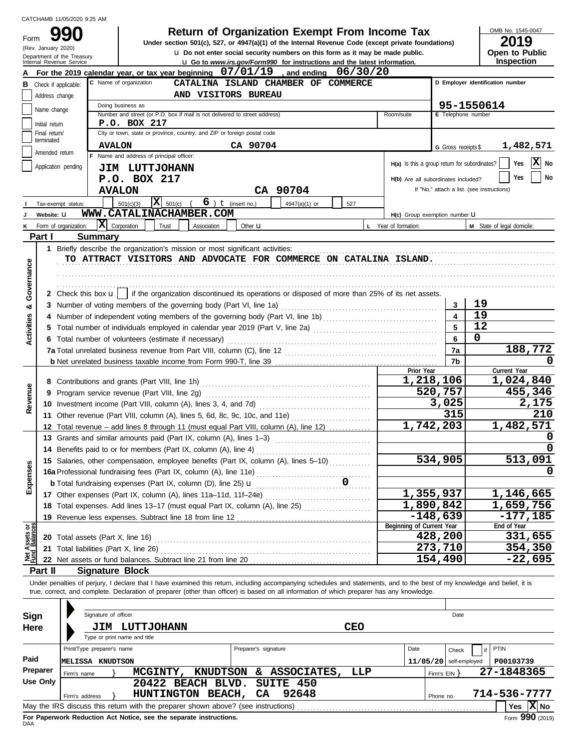CATCHAMB 11/05/2020 9:25 AM

Form **990** (Rev. January 2020) Department of the Treasury Internal Revenue Service

# Return of Organization Exempt From Income Tax

**Under section 501(c), 527, or 4947(a)(1) of the Internal Revenue Code (except private foundations)**

u Do not enter social security numbers on this form as it may be made public.

u Go to *www.irs.gov/Form990* for instructions and the latest information.

OMB No. 1545-0047

**2019**

**Open to Public Inspection**

**A** For the 2019 calendar year, or tax year beginning 07/01/19 , and ending 06/30/20

**B** Check if applicable: Address change, Name change, Initial return, Final return/terminated, Amended return, Application pending

**C** Name of organization: CATALINA ISLAND CHAMBER OF COMMERCE AND VISITORS BUREAU

Doing business as

Number and street (or P.O. box if mail is not delivered to street address): P.O. BOX 217 | Room/suite

City or town, state or province, country, and ZIP or foreign postal code: AVALON CA 90704

**D** Employer identification number: 95-1550614

**E** Telephone number

**G** Gross receipts $ 1,482,571

**F** Name and address of principal officer: JIM LUTTJOHANN, P.O. BOX 217, AVALON CA 90704

H(a) Is this a group return for subordinates? Yes [ ] No [X]

H(b) Are all subordinates included? Yes [ ] No [ ]
If "No," attach a list. (see instructions)

**I** Tax-exempt status: [ ] 501(c)(3) [X] 501(c) ( 6 ) t (insert no.) [ ] 4947(a)(1) or [ ] 527

**J** Website: u WWW.CATALINACHAMBER.COM

H(c) Group exemption number u

**K** Form of organization: [X] Corporation [ ] Trust [ ] Association [ ] Other u

**L** Year of formation:

**M** State of legal domicile:

## Part I Summary

**Activities & Governance**

1 Briefly describe the organization's mission or most significant activities:
TO ATTRACT VISITORS AND ADVOCATE FOR COMMERCE ON CATALINA ISLAND.

2 Check this box u [ ] if the organization discontinued its operations or disposed of more than 25% of its net assets.

| | | Line | |
|---|---|---|---|
| 3 | Number of voting members of the governing body (Part VI, line 1a) | 3 | 19 |
| 4 | Number of independent voting members of the governing body (Part VI, line 1b) | 4 | 19 |
| 5 | Total number of individuals employed in calendar year 2019 (Part V, line 2a) | 5 | 12 |
| 6 | Total number of volunteers (estimate if necessary) | 6 | 0 |
| 7a | Total unrelated business revenue from Part VIII, column (C), line 12 | 7a | 188,772 |
| b | Net unrelated business taxable income from Form 990-T, line 39 | 7b | 0 |

| | | Prior Year | Current Year |
|---|---|---|---|
| **Revenue** | | | |
| 8 | Contributions and grants (Part VIII, line 1h) | 1,218,106 | 1,024,840 |
| 9 | Program service revenue (Part VIII, line 2g) | 520,757 | 455,346 |
| 10 | Investment income (Part VIII, column (A), lines 3, 4, and 7d) | 3,025 | 2,175 |
| 11 | Other revenue (Part VIII, column (A), lines 5, 6d, 8c, 9c, 10c, and 11e) | 315 | 210 |
| 12 | Total revenue – add lines 8 through 11 (must equal Part VIII, column (A), line 12) | 1,742,203 | 1,482,571 |
| **Expenses** | | | |
| 13 | Grants and similar amounts paid (Part IX, column (A), lines 1–3) | | 0 |
| 14 | Benefits paid to or for members (Part IX, column (A), line 4) | | 0 |
| 15 | Salaries, other compensation, employee benefits (Part IX, column (A), lines 5–10) | 534,905 | 513,091 |
| 16a | Professional fundraising fees (Part IX, column (A), line 11e) | | 0 |
| b | Total fundraising expenses (Part IX, column (D), line 25) u 0 | | |
| 17 | Other expenses (Part IX, column (A), lines 11a–11d, 11f–24e) | 1,355,937 | 1,146,665 |
| 18 | Total expenses. Add lines 13–17 (must equal Part IX, column (A), line 25) | 1,890,842 | 1,659,756 |
| 19 | Revenue less expenses. Subtract line 18 from line 12 | -148,639 | -177,185 |
| **Net Assets or Fund Balances** | | **Beginning of Current Year** | **End of Year** |
| 20 | Total assets (Part X, line 16) | 428,200 | 331,655 |
| 21 | Total liabilities (Part X, line 26) | 273,710 | 354,350 |
| 22 | Net assets or fund balances. Subtract line 21 from line 20 | 154,490 | -22,695 |

## Part II Signature Block

Under penalties of perjury, I declare that I have examined this return, including accompanying schedules and statements, and to the best of my knowledge and belief, it is true, correct, and complete. Declaration of preparer (other than officer) is based on all information of which preparer has any knowledge.

**Sign Here**

Signature of officer | Date

JIM LUTTJOHANN CEO
Type or print name and title

**Paid Preparer Use Only**

| Print/Type preparer's name | Preparer's signature | Date | Check [ ] if self-employed | PTIN |
|---|---|---|---|---|
| MELISSA KNUDTSON | | 11/05/20 | | P00103739 |

Firm's name } MCGINTY, KNUDTSON & ASSOCIATES, LLP — Firm's EIN } 27-1848365

Firm's address } 20422 BEACH BLVD. SUITE 450, HUNTINGTON BEACH, CA 92648 — Phone no. 714-536-7777

May the IRS discuss this return with the preparer shown above? (see instructions) Yes [ ] No [X]

**For Paperwork Reduction Act Notice, see the separate instructions.**

DAA Form **990** (2019)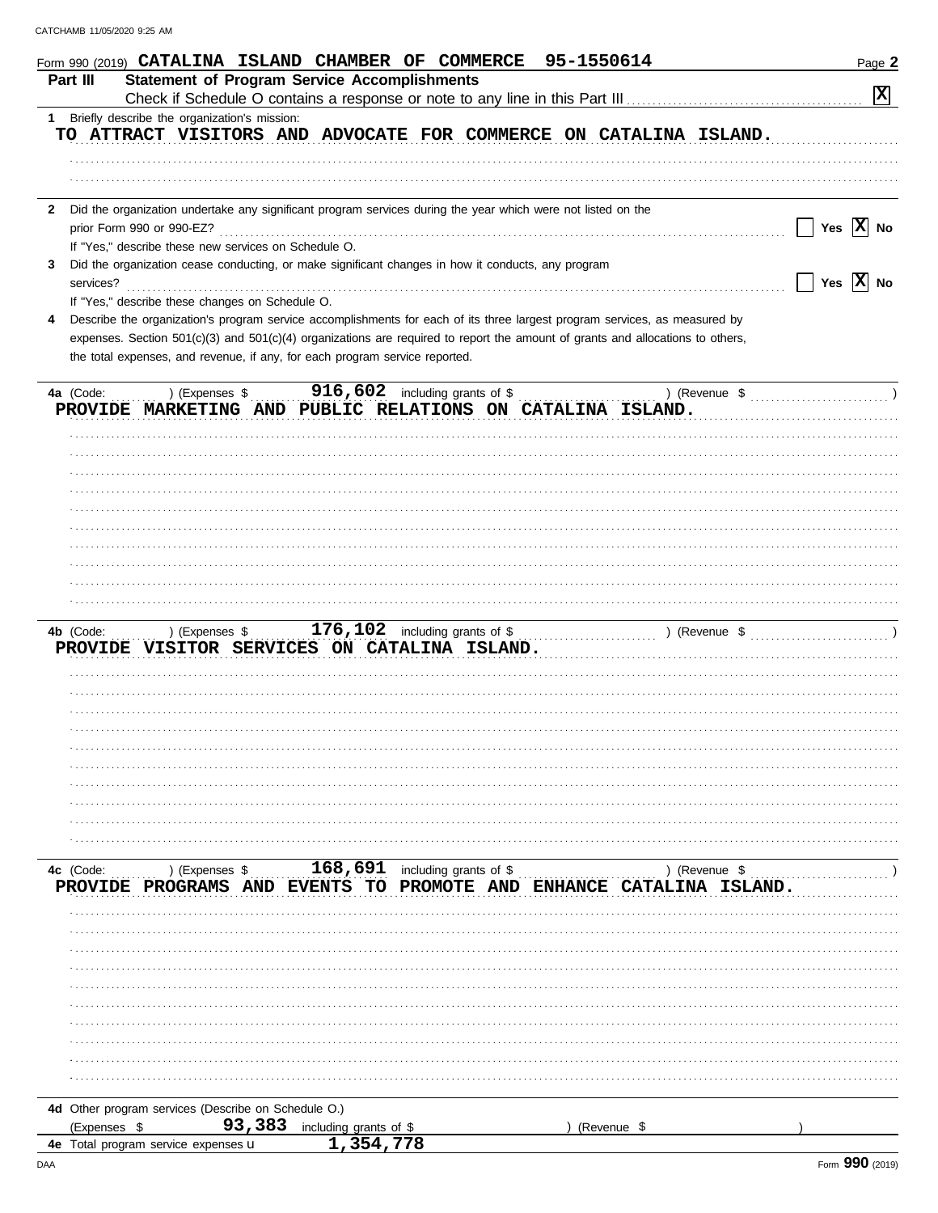Form 990 (2019) **CATALINA ISLAND CHAMBER OF COMMERCE 95-1550614**

## Part III Statement of Program Service Accomplishments

Check if Schedule O contains a response or note to any line in this Part III ☒

**1** Briefly describe the organization's mission:

TO ATTRACT VISITORS AND ADVOCATE FOR COMMERCE ON CATALINA ISLAND.

**2** Did the organization undertake any significant program services during the year which were not listed on the prior Form 990 or 990-EZ? ☐ Yes ☒ No

If "Yes," describe these new services on Schedule O.

**3** Did the organization cease conducting, or make significant changes in how it conducts, any program services? ☐ Yes ☒ No

If "Yes," describe these changes on Schedule O.

**4** Describe the organization's program service accomplishments for each of its three largest program services, as measured by expenses. Section 501(c)(3) and 501(c)(4) organizations are required to report the amount of grants and allocations to others, the total expenses, and revenue, if any, for each program service reported.

**4a** (Code: ) (Expenses $ 916,602 including grants of $ ) (Revenue $ )

PROVIDE MARKETING AND PUBLIC RELATIONS ON CATALINA ISLAND.

**4b** (Code: ) (Expenses $ 176,102 including grants of $ ) (Revenue $ )

PROVIDE VISITOR SERVICES ON CATALINA ISLAND.

**4c** (Code: ) (Expenses $ 168,691 including grants of $ ) (Revenue $ )

PROVIDE PROGRAMS AND EVENTS TO PROMOTE AND ENHANCE CATALINA ISLAND.

**4d** Other program services (Describe on Schedule O.)

(Expenses $ 93,383 including grants of $ ) (Revenue $ )

**4e** Total program service expenses 1,354,778

Form **990** (2019)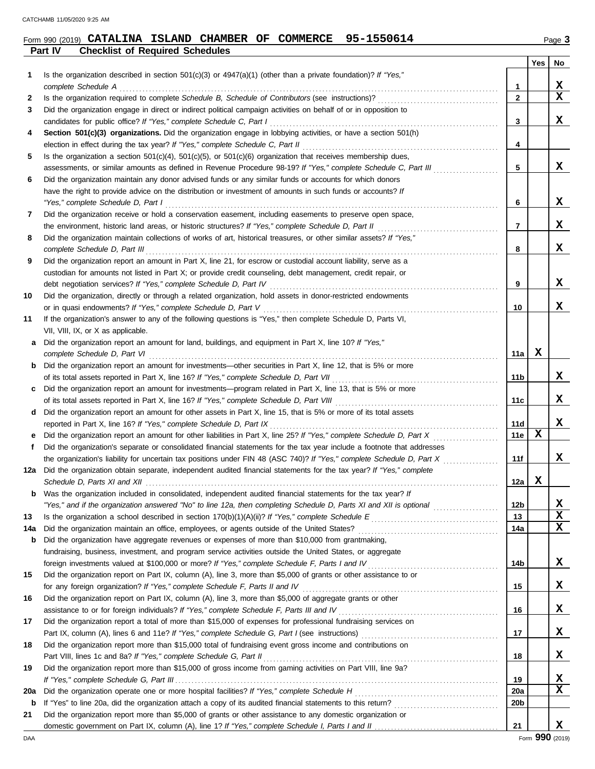Form 990 (2019) **CATALINA ISLAND CHAMBER OF COMMERCE 95-1550614**

## Part IV Checklist of Required Schedules

| | | | Yes | No |
|---|---|---|---|---|
| **1** | Is the organization described in section 501(c)(3) or 4947(a)(1) (other than a private foundation)? *If "Yes," complete Schedule A* | 1 | | X |
| **2** | Is the organization required to complete *Schedule B, Schedule of Contributors* (see instructions)? | 2 | | X |
| **3** | Did the organization engage in direct or indirect political campaign activities on behalf of or in opposition to candidates for public office? *If "Yes," complete Schedule C, Part I* | 3 | | X |
| **4** | **Section 501(c)(3) organizations.** Did the organization engage in lobbying activities, or have a section 501(h) election in effect during the tax year? *If "Yes," complete Schedule C, Part II* | 4 | | |
| **5** | Is the organization a section 501(c)(4), 501(c)(5), or 501(c)(6) organization that receives membership dues, assessments, or similar amounts as defined in Revenue Procedure 98-19? *If "Yes," complete Schedule C, Part III* | 5 | | X |
| **6** | Did the organization maintain any donor advised funds or any similar funds or accounts for which donors have the right to provide advice on the distribution or investment of amounts in such funds or accounts? *If "Yes," complete Schedule D, Part I* | 6 | | X |
| **7** | Did the organization receive or hold a conservation easement, including easements to preserve open space, the environment, historic land areas, or historic structures? *If "Yes," complete Schedule D, Part II* | 7 | | X |
| **8** | Did the organization maintain collections of works of art, historical treasures, or other similar assets? *If "Yes," complete Schedule D, Part III* | 8 | | X |
| **9** | Did the organization report an amount in Part X, line 21, for escrow or custodial account liability, serve as a custodian for amounts not listed in Part X; or provide credit counseling, debt management, credit repair, or debt negotiation services? *If "Yes," complete Schedule D, Part IV* | 9 | | X |
| **10** | Did the organization, directly or through a related organization, hold assets in donor-restricted endowments or in quasi endowments? *If "Yes," complete Schedule D, Part V* | 10 | | X |
| **11** | If the organization's answer to any of the following questions is "Yes," then complete Schedule D, Parts VI, VII, VIII, IX, or X as applicable. | | | |
| **a** | Did the organization report an amount for land, buildings, and equipment in Part X, line 10? *If "Yes," complete Schedule D, Part VI* | 11a | X | |
| **b** | Did the organization report an amount for investments—other securities in Part X, line 12, that is 5% or more of its total assets reported in Part X, line 16? *If "Yes," complete Schedule D, Part VII* | 11b | | X |
| **c** | Did the organization report an amount for investments—program related in Part X, line 13, that is 5% or more of its total assets reported in Part X, line 16? *If "Yes," complete Schedule D, Part VIII* | 11c | | X |
| **d** | Did the organization report an amount for other assets in Part X, line 15, that is 5% or more of its total assets reported in Part X, line 16? *If "Yes," complete Schedule D, Part IX* | 11d | | X |
| **e** | Did the organization report an amount for other liabilities in Part X, line 25? *If "Yes," complete Schedule D, Part X* | 11e | X | |
| **f** | Did the organization's separate or consolidated financial statements for the tax year include a footnote that addresses the organization's liability for uncertain tax positions under FIN 48 (ASC 740)? *If "Yes," complete Schedule D, Part X* | 11f | | X |
| **12a** | Did the organization obtain separate, independent audited financial statements for the tax year? *If "Yes," complete Schedule D, Parts XI and XII* | 12a | X | |
| **b** | Was the organization included in consolidated, independent audited financial statements for the tax year? *If "Yes," and if the organization answered "No" to line 12a, then completing Schedule D, Parts XI and XII is optional* | 12b | | X |
| **13** | Is the organization a school described in section 170(b)(1)(A)(ii)? *If "Yes," complete Schedule E* | 13 | | X |
| **14a** | Did the organization maintain an office, employees, or agents outside of the United States? | 14a | | X |
| **b** | Did the organization have aggregate revenues or expenses of more than $10,000 from grantmaking, fundraising, business, investment, and program service activities outside the United States, or aggregate foreign investments valued at $100,000 or more? *If "Yes," complete Schedule F, Parts I and IV* | 14b | | X |
| **15** | Did the organization report on Part IX, column (A), line 3, more than $5,000 of grants or other assistance to or for any foreign organization? *If "Yes," complete Schedule F, Parts II and IV* | 15 | | X |
| **16** | Did the organization report on Part IX, column (A), line 3, more than $5,000 of aggregate grants or other assistance to or for foreign individuals? *If "Yes," complete Schedule F, Parts III and IV* | 16 | | X |
| **17** | Did the organization report a total of more than $15,000 of expenses for professional fundraising services on Part IX, column (A), lines 6 and 11e? *If "Yes," complete Schedule G, Part I* (see instructions) | 17 | | X |
| **18** | Did the organization report more than $15,000 total of fundraising event gross income and contributions on Part VIII, lines 1c and 8a? *If "Yes," complete Schedule G, Part II* | 18 | | X |
| **19** | Did the organization report more than $15,000 of gross income from gaming activities on Part VIII, line 9a? *If "Yes," complete Schedule G, Part III* | 19 | | X |
| **20a** | Did the organization operate one or more hospital facilities? *If "Yes," complete Schedule H* | 20a | | X |
| **b** | If "Yes" to line 20a, did the organization attach a copy of its audited financial statements to this return? | 20b | | |
| **21** | Did the organization report more than $5,000 of grants or other assistance to any domestic organization or domestic government on Part IX, column (A), line 1? *If "Yes," complete Schedule I, Parts I and II* | 21 | | X |

Form **990** (2019)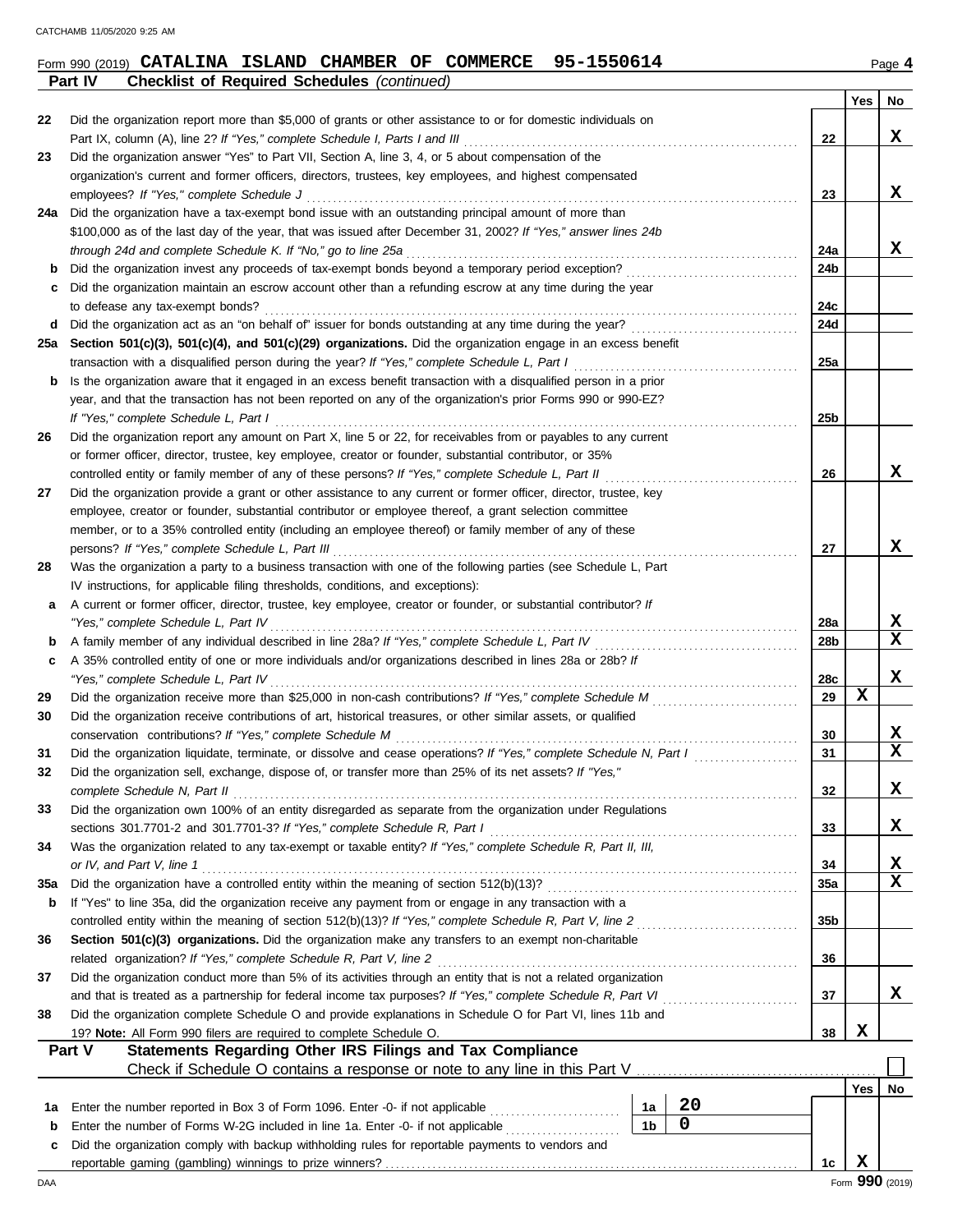Form 990 (2019) **CATALINA ISLAND CHAMBER OF COMMERCE 95-1550614** Page **4**

**Part IV Checklist of Required Schedules** *(continued)*

| | | | Yes | No |
|---|---|---|---|---|
| 22 | Did the organization report more than $5,000 of grants or other assistance to or for domestic individuals on Part IX, column (A), line 2? *If "Yes," complete Schedule I, Parts I and III* | 22 | | X |
| 23 | Did the organization answer "Yes" to Part VII, Section A, line 3, 4, or 5 about compensation of the organization's current and former officers, directors, trustees, key employees, and highest compensated employees? *If "Yes," complete Schedule J* | 23 | | X |
| 24a | Did the organization have a tax-exempt bond issue with an outstanding principal amount of more than $100,000 as of the last day of the year, that was issued after December 31, 2002? *If "Yes," answer lines 24b through 24d and complete Schedule K. If "No," go to line 25a* | 24a | | X |
| b | Did the organization invest any proceeds of tax-exempt bonds beyond a temporary period exception? | 24b | | |
| c | Did the organization maintain an escrow account other than a refunding escrow at any time during the year to defease any tax-exempt bonds? | 24c | | |
| d | Did the organization act as an "on behalf of" issuer for bonds outstanding at any time during the year? | 24d | | |
| 25a | **Section 501(c)(3), 501(c)(4), and 501(c)(29) organizations.** Did the organization engage in an excess benefit transaction with a disqualified person during the year? *If "Yes," complete Schedule L, Part I* | 25a | | |
| b | Is the organization aware that it engaged in an excess benefit transaction with a disqualified person in a prior year, and that the transaction has not been reported on any of the organization's prior Forms 990 or 990-EZ? *If "Yes," complete Schedule L, Part I* | 25b | | |
| 26 | Did the organization report any amount on Part X, line 5 or 22, for receivables from or payables to any current or former officer, director, trustee, key employee, creator or founder, substantial contributor, or 35% controlled entity or family member of any of these persons? *If "Yes," complete Schedule L, Part II* | 26 | | X |
| 27 | Did the organization provide a grant or other assistance to any current or former officer, director, trustee, key employee, creator or founder, substantial contributor or employee thereof, a grant selection committee member, or to a 35% controlled entity (including an employee thereof) or family member of any of these persons? *If "Yes," complete Schedule L, Part III* | 27 | | X |
| 28 | Was the organization a party to a business transaction with one of the following parties (see Schedule L, Part IV instructions, for applicable filing thresholds, conditions, and exceptions): | | | |
| a | A current or former officer, director, trustee, key employee, creator or founder, or substantial contributor? *If "Yes," complete Schedule L, Part IV* | 28a | | X |
| b | A family member of any individual described in line 28a? *If "Yes," complete Schedule L, Part IV* | 28b | | X |
| c | A 35% controlled entity of one or more individuals and/or organizations described in lines 28a or 28b? *If "Yes," complete Schedule L, Part IV* | 28c | | X |
| 29 | Did the organization receive more than $25,000 in non-cash contributions? *If "Yes," complete Schedule M* | 29 | X | |
| 30 | Did the organization receive contributions of art, historical treasures, or other similar assets, or qualified conservation contributions? *If "Yes," complete Schedule M* | 30 | | X |
| 31 | Did the organization liquidate, terminate, or dissolve and cease operations? *If "Yes," complete Schedule N, Part I* | 31 | | X |
| 32 | Did the organization sell, exchange, dispose of, or transfer more than 25% of its net assets? *If "Yes," complete Schedule N, Part II* | 32 | | X |
| 33 | Did the organization own 100% of an entity disregarded as separate from the organization under Regulations sections 301.7701-2 and 301.7701-3? *If "Yes," complete Schedule R, Part I* | 33 | | X |
| 34 | Was the organization related to any tax-exempt or taxable entity? *If "Yes," complete Schedule R, Part II, III, or IV, and Part V, line 1* | 34 | | X |
| 35a | Did the organization have a controlled entity within the meaning of section 512(b)(13)? | 35a | | X |
| b | If "Yes" to line 35a, did the organization receive any payment from or engage in any transaction with a controlled entity within the meaning of section 512(b)(13)? *If "Yes," complete Schedule R, Part V, line 2* | 35b | | |
| 36 | **Section 501(c)(3) organizations.** Did the organization make any transfers to an exempt non-charitable related organization? *If "Yes," complete Schedule R, Part V, line 2* | 36 | | |
| 37 | Did the organization conduct more than 5% of its activities through an entity that is not a related organization and that is treated as a partnership for federal income tax purposes? *If "Yes," complete Schedule R, Part VI* | 37 | | X |
| 38 | Did the organization complete Schedule O and provide explanations in Schedule O for Part VI, lines 11b and 19? **Note:** All Form 990 filers are required to complete Schedule O. | 38 | X | |

**Part V Statements Regarding Other IRS Filings and Tax Compliance**

Check if Schedule O contains a response or note to any line in this Part V ☐

| | | | | | Yes | No |
|---|---|---|---|---|---|---|
| 1a | Enter the number reported in Box 3 of Form 1096. Enter -0- if not applicable | 1a | 20 | | | |
| b | Enter the number of Forms W-2G included in line 1a. Enter -0- if not applicable | 1b | 0 | | | |
| c | Did the organization comply with backup withholding rules for reportable payments to vendors and reportable gaming (gambling) winnings to prize winners? | | | 1c | X | |

Form **990** (2019)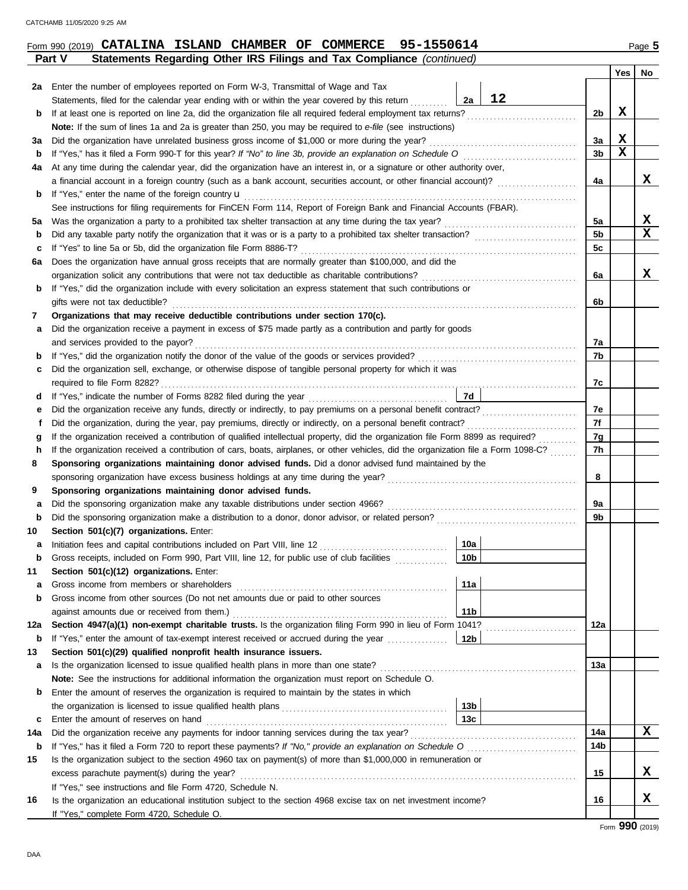Form 990 (2019) **CATALINA ISLAND CHAMBER OF COMMERCE 95-1550614** Page **5**

**Part V Statements Regarding Other IRS Filings and Tax Compliance** *(continued)*

| | | | | | Yes | No |
|---|---|---|---|---|---|---|
| **2a** | Enter the number of employees reported on Form W-3, Transmittal of Wage and Tax Statements, filed for the calendar year ending with or within the year covered by this return | 2a | 12 | | | |
| **b** | If at least one is reported on line 2a, did the organization file all required federal employment tax returns? | | | 2b | X | |
| | **Note:** If the sum of lines 1a and 2a is greater than 250, you may be required to *e-file* (see instructions) | | | | | |
| **3a** | Did the organization have unrelated business gross income of $1,000 or more during the year? | | | 3a | X | |
| **b** | If "Yes," has it filed a Form 990-T for this year? *If "No" to line 3b, provide an explanation on Schedule O* | | | 3b | X | |
| **4a** | At any time during the calendar year, did the organization have an interest in, or a signature or other authority over, a financial account in a foreign country (such as a bank account, securities account, or other financial account)? | | | 4a | | X |
| **b** | If "Yes," enter the name of the foreign country u | | | | | |
| | See instructions for filing requirements for FinCEN Form 114, Report of Foreign Bank and Financial Accounts (FBAR). | | | | | |
| **5a** | Was the organization a party to a prohibited tax shelter transaction at any time during the tax year? | | | 5a | | X |
| **b** | Did any taxable party notify the organization that it was or is a party to a prohibited tax shelter transaction? | | | 5b | | X |
| **c** | If "Yes" to line 5a or 5b, did the organization file Form 8886-T? | | | 5c | | |
| **6a** | Does the organization have annual gross receipts that are normally greater than $100,000, and did the organization solicit any contributions that were not tax deductible as charitable contributions? | | | 6a | | X |
| **b** | If "Yes," did the organization include with every solicitation an express statement that such contributions or gifts were not tax deductible? | | | 6b | | |
| **7** | **Organizations that may receive deductible contributions under section 170(c).** | | | | | |
| **a** | Did the organization receive a payment in excess of $75 made partly as a contribution and partly for goods and services provided to the payor? | | | 7a | | |
| **b** | If "Yes," did the organization notify the donor of the value of the goods or services provided? | | | 7b | | |
| **c** | Did the organization sell, exchange, or otherwise dispose of tangible personal property for which it was required to file Form 8282? | | | 7c | | |
| **d** | If "Yes," indicate the number of Forms 8282 filed during the year | 7d | | | | |
| **e** | Did the organization receive any funds, directly or indirectly, to pay premiums on a personal benefit contract? | | | 7e | | |
| **f** | Did the organization, during the year, pay premiums, directly or indirectly, on a personal benefit contract? | | | 7f | | |
| **g** | If the organization received a contribution of qualified intellectual property, did the organization file Form 8899 as required? | | | 7g | | |
| **h** | If the organization received a contribution of cars, boats, airplanes, or other vehicles, did the organization file a Form 1098-C? | | | 7h | | |
| **8** | **Sponsoring organizations maintaining donor advised funds.** Did a donor advised fund maintained by the sponsoring organization have excess business holdings at any time during the year? | | | 8 | | |
| **9** | **Sponsoring organizations maintaining donor advised funds.** | | | | | |
| **a** | Did the sponsoring organization make any taxable distributions under section 4966? | | | 9a | | |
| **b** | Did the sponsoring organization make a distribution to a donor, donor advisor, or related person? | | | 9b | | |
| **10** | **Section 501(c)(7) organizations.** Enter: | | | | | |
| **a** | Initiation fees and capital contributions included on Part VIII, line 12 | 10a | | | | |
| **b** | Gross receipts, included on Form 990, Part VIII, line 12, for public use of club facilities | 10b | | | | |
| **11** | **Section 501(c)(12) organizations.** Enter: | | | | | |
| **a** | Gross income from members or shareholders | 11a | | | | |
| **b** | Gross income from other sources (Do not net amounts due or paid to other sources against amounts due or received from them.) | 11b | | | | |
| **12a** | **Section 4947(a)(1) non-exempt charitable trusts.** Is the organization filing Form 990 in lieu of Form 1041? | | | 12a | | |
| **b** | If "Yes," enter the amount of tax-exempt interest received or accrued during the year | 12b | | | | |
| **13** | **Section 501(c)(29) qualified nonprofit health insurance issuers.** | | | | | |
| **a** | Is the organization licensed to issue qualified health plans in more than one state? | | | 13a | | |
| | **Note:** See the instructions for additional information the organization must report on Schedule O. | | | | | |
| **b** | Enter the amount of reserves the organization is required to maintain by the states in which the organization is licensed to issue qualified health plans | 13b | | | | |
| **c** | Enter the amount of reserves on hand | 13c | | | | |
| **14a** | Did the organization receive any payments for indoor tanning services during the tax year? | | | 14a | | X |
| **b** | If "Yes," has it filed a Form 720 to report these payments? *If "No," provide an explanation on Schedule O* | | | 14b | | |
| **15** | Is the organization subject to the section 4960 tax on payment(s) of more than $1,000,000 in remuneration or excess parachute payment(s) during the year? | | | 15 | | X |
| | If "Yes," see instructions and file Form 4720, Schedule N. | | | | | |
| **16** | Is the organization an educational institution subject to the section 4968 excise tax on net investment income? | | | 16 | | X |
| | If "Yes," complete Form 4720, Schedule O. | | | | | |

Form **990** (2019)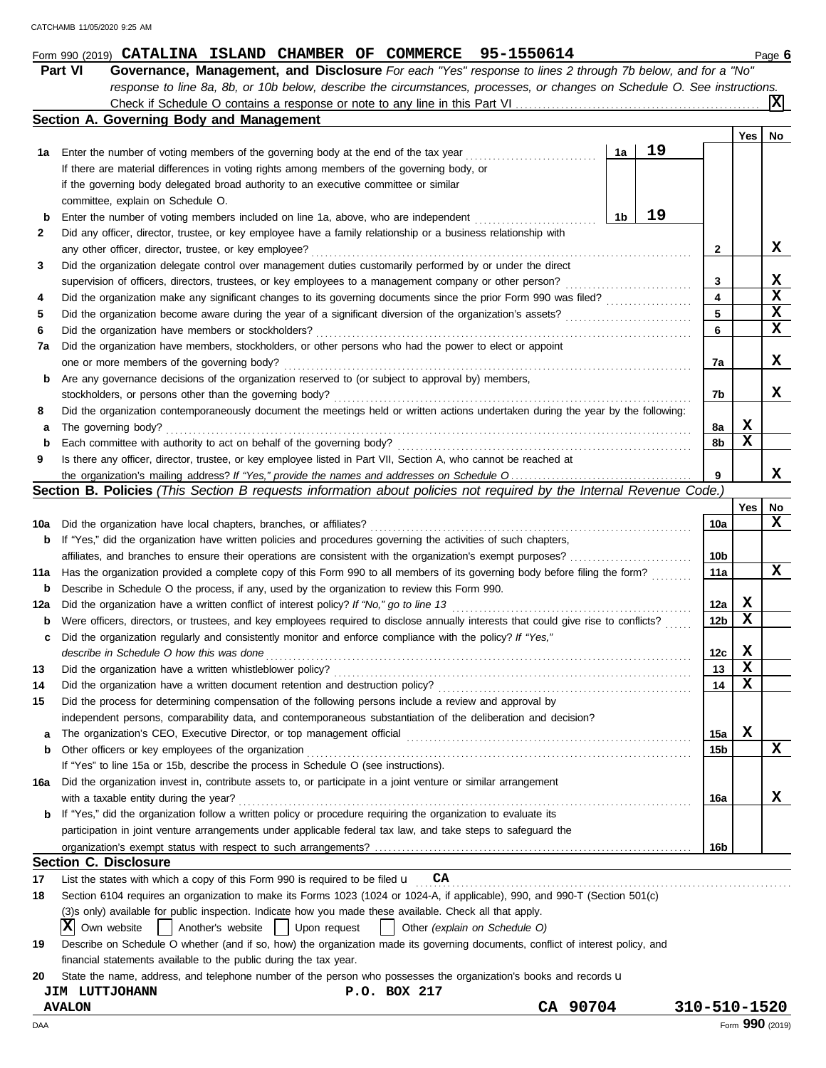Form 990 (2019) CATALINA ISLAND CHAMBER OF COMMERCE 95-1550614 Page 6

**Part VI** **Governance, Management, and Disclosure** *For each "Yes" response to lines 2 through 7b below, and for a "No" response to line 8a, 8b, or 10b below, describe the circumstances, processes, or changes on Schedule O. See instructions.*

Check if Schedule O contains a response or note to any line in this Part VI ... [X]

## Section A. Governing Body and Management

| | | | | Yes | No |
|---|---|---|---|---|---|
| **1a** | Enter the number of voting members of the governing body at the end of the tax year ... **1a** 19 | | | | |
| | If there are material differences in voting rights among members of the governing body, or if the governing body delegated broad authority to an executive committee or similar committee, explain on Schedule O. | | | | |
| **b** | Enter the number of voting members included on line 1a, above, who are independent ... **1b** 19 | | | | |
| **2** | Did any officer, director, trustee, or key employee have a family relationship or a business relationship with any other officer, director, trustee, or key employee? | | 2 | | X |
| **3** | Did the organization delegate control over management duties customarily performed by or under the direct supervision of officers, directors, trustees, or key employees to a management company or other person? | | 3 | | X |
| **4** | Did the organization make any significant changes to its governing documents since the prior Form 990 was filed? | | 4 | | X |
| **5** | Did the organization become aware during the year of a significant diversion of the organization's assets? | | 5 | | X |
| **6** | Did the organization have members or stockholders? | | 6 | | X |
| **7a** | Did the organization have members, stockholders, or other persons who had the power to elect or appoint one or more members of the governing body? | | 7a | | X |
| **b** | Are any governance decisions of the organization reserved to (or subject to approval by) members, stockholders, or persons other than the governing body? | | 7b | | X |
| **8** | Did the organization contemporaneously document the meetings held or written actions undertaken during the year by the following: | | | | |
| **a** | The governing body? | | 8a | X | |
| **b** | Each committee with authority to act on behalf of the governing body? | | 8b | X | |
| **9** | Is there any officer, director, trustee, or key employee listed in Part VII, Section A, who cannot be reached at the organization's mailing address? *If "Yes," provide the names and addresses on Schedule O* | | 9 | | X |

## Section B. Policies *(This Section B requests information about policies not required by the Internal Revenue Code.)*

| | | | Yes | No |
|---|---|---|---|---|
| **10a** | Did the organization have local chapters, branches, or affiliates? | 10a | | X |
| **b** | If "Yes," did the organization have written policies and procedures governing the activities of such chapters, affiliates, and branches to ensure their operations are consistent with the organization's exempt purposes? | 10b | | |
| **11a** | Has the organization provided a complete copy of this Form 990 to all members of its governing body before filing the form? | 11a | | X |
| **b** | Describe in Schedule O the process, if any, used by the organization to review this Form 990. | | | |
| **12a** | Did the organization have a written conflict of interest policy? *If "No," go to line 13* | 12a | X | |
| **b** | Were officers, directors, or trustees, and key employees required to disclose annually interests that could give rise to conflicts? | 12b | X | |
| **c** | Did the organization regularly and consistently monitor and enforce compliance with the policy? *If "Yes," describe in Schedule O how this was done* | 12c | X | |
| **13** | Did the organization have a written whistleblower policy? | 13 | X | |
| **14** | Did the organization have a written document retention and destruction policy? | 14 | X | |
| **15** | Did the process for determining compensation of the following persons include a review and approval by independent persons, comparability data, and contemporaneous substantiation of the deliberation and decision? | | | |
| **a** | The organization's CEO, Executive Director, or top management official | 15a | X | |
| **b** | Other officers or key employees of the organization | 15b | | X |
| | If "Yes" to line 15a or 15b, describe the process in Schedule O (see instructions). | | | |
| **16a** | Did the organization invest in, contribute assets to, or participate in a joint venture or similar arrangement with a taxable entity during the year? | 16a | | X |
| **b** | If "Yes," did the organization follow a written policy or procedure requiring the organization to evaluate its participation in joint venture arrangements under applicable federal tax law, and take steps to safeguard the organization's exempt status with respect to such arrangements? | 16b | | |

## Section C. Disclosure

**17** List the states with which a copy of this Form 990 is required to be filed u CA

**18** Section 6104 requires an organization to make its Forms 1023 (1024 or 1024-A, if applicable), 990, and 990-T (Section 501(c)(3)s only) available for public inspection. Indicate how you made these available. Check all that apply.

[X] Own website [ ] Another's website [ ] Upon request [ ] Other *(explain on Schedule O)*

**19** Describe on Schedule O whether (and if so, how) the organization made its governing documents, conflict of interest policy, and financial statements available to the public during the tax year.

**20** State the name, address, and telephone number of the person who possesses the organization's books and records u

JIM LUTTJOHANN P.O. BOX 217
AVALON CA 90704 310-510-1520

Form **990** (2019)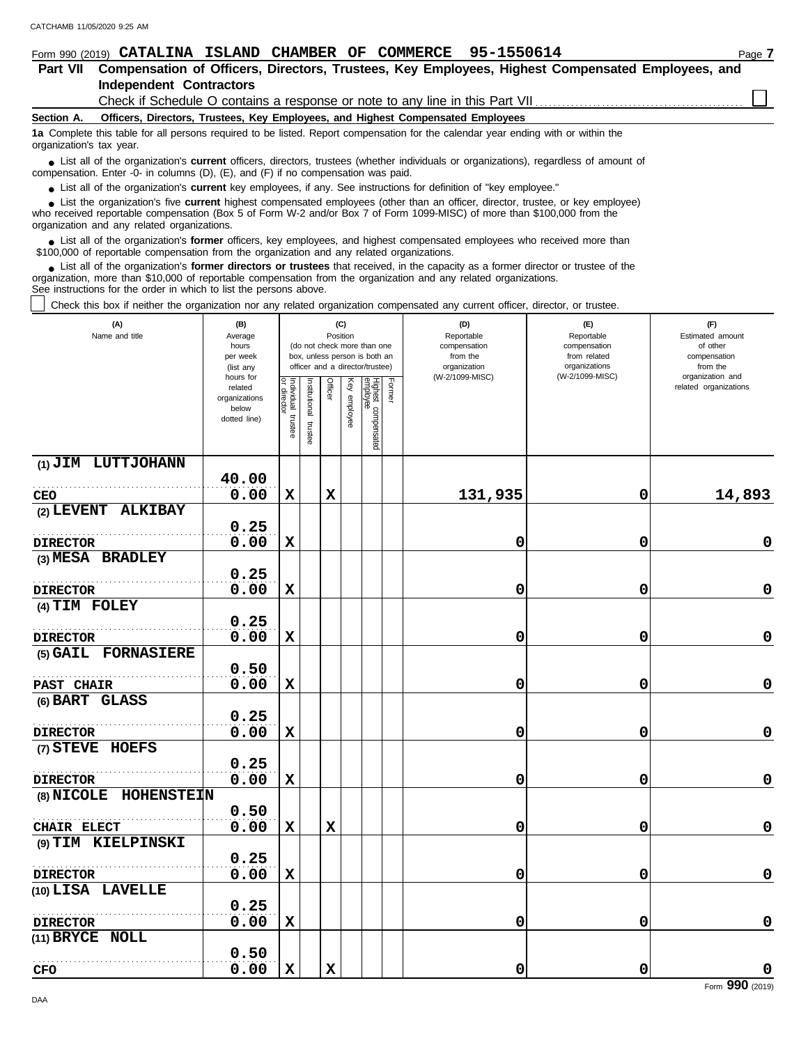CATCHAMB 11/05/2020 9:25 AM

Form 990 (2019) **CATALINA ISLAND CHAMBER OF COMMERCE 95-1550614** Page **7**

## Part VII Compensation of Officers, Directors, Trustees, Key Employees, Highest Compensated Employees, and Independent Contractors

Check if Schedule O contains a response or note to any line in this Part VII ☐

### Section A. Officers, Directors, Trustees, Key Employees, and Highest Compensated Employees

**1a** Complete this table for all persons required to be listed. Report compensation for the calendar year ending with or within the organization's tax year.

- List all of the organization's **current** officers, directors, trustees (whether individuals or organizations), regardless of amount of compensation. Enter -0- in columns (D), (E), and (F) if no compensation was paid.
- List all of the organization's **current** key employees, if any. See instructions for definition of "key employee."
- List the organization's five **current** highest compensated employees (other than an officer, director, trustee, or key employee) who received reportable compensation (Box 5 of Form W-2 and/or Box 7 of Form 1099-MISC) of more than $100,000 from the organization and any related organizations.
- List all of the organization's **former** officers, key employees, and highest compensated employees who received more than $100,000 of reportable compensation from the organization and any related organizations.
- List all of the organization's **former directors or trustees** that received, in the capacity as a former director or trustee of the organization, more than $10,000 of reportable compensation from the organization and any related organizations.

See instructions for the order in which to list the persons above.

☐ Check this box if neither the organization nor any related organization compensated any current officer, director, or trustee.

| (A) Name and title | (B) Average hours per week (list any hours for related organizations below dotted line) | (C) Position (do not check more than one box, unless person is both an officer and a director/trustee) | | | | | | (D) Reportable compensation from the organization (W-2/1099-MISC) | (E) Reportable compensation from related organizations (W-2/1099-MISC) | (F) Estimated amount of other compensation from the organization and related organizations |
|---|---|---|---|---|---|---|---|---|---|---|
| | | Individual trustee or director | Institutional trustee | Officer | Key employee | Highest compensated employee | Former | | | |
| (1) JIM LUTTJOHANN<br>CEO | 40.00<br>0.00 | X | | X | | | | 131,935 | 0 | 14,893 |
| (2) LEVENT ALKIBAY<br>DIRECTOR | 0.25<br>0.00 | X | | | | | | 0 | 0 | 0 |
| (3) MESA BRADLEY<br>DIRECTOR | 0.25<br>0.00 | X | | | | | | 0 | 0 | 0 |
| (4) TIM FOLEY<br>DIRECTOR | 0.25<br>0.00 | X | | | | | | 0 | 0 | 0 |
| (5) GAIL FORNASIERE<br>PAST CHAIR | 0.50<br>0.00 | X | | | | | | 0 | 0 | 0 |
| (6) BART GLASS<br>DIRECTOR | 0.25<br>0.00 | X | | | | | | 0 | 0 | 0 |
| (7) STEVE HOEFS<br>DIRECTOR | 0.25<br>0.00 | X | | | | | | 0 | 0 | 0 |
| (8) NICOLE HOHENSTEIN<br>CHAIR ELECT | 0.50<br>0.00 | X | | X | | | | 0 | 0 | 0 |
| (9) TIM KIELPINSKI<br>DIRECTOR | 0.25<br>0.00 | X | | | | | | 0 | 0 | 0 |
| (10) LISA LAVELLE<br>DIRECTOR | 0.25<br>0.00 | X | | | | | | 0 | 0 | 0 |
| (11) BRYCE NOLL<br>CFO | 0.50<br>0.00 | X | | X | | | | 0 | 0 | 0 |

Form **990** (2019)

DAA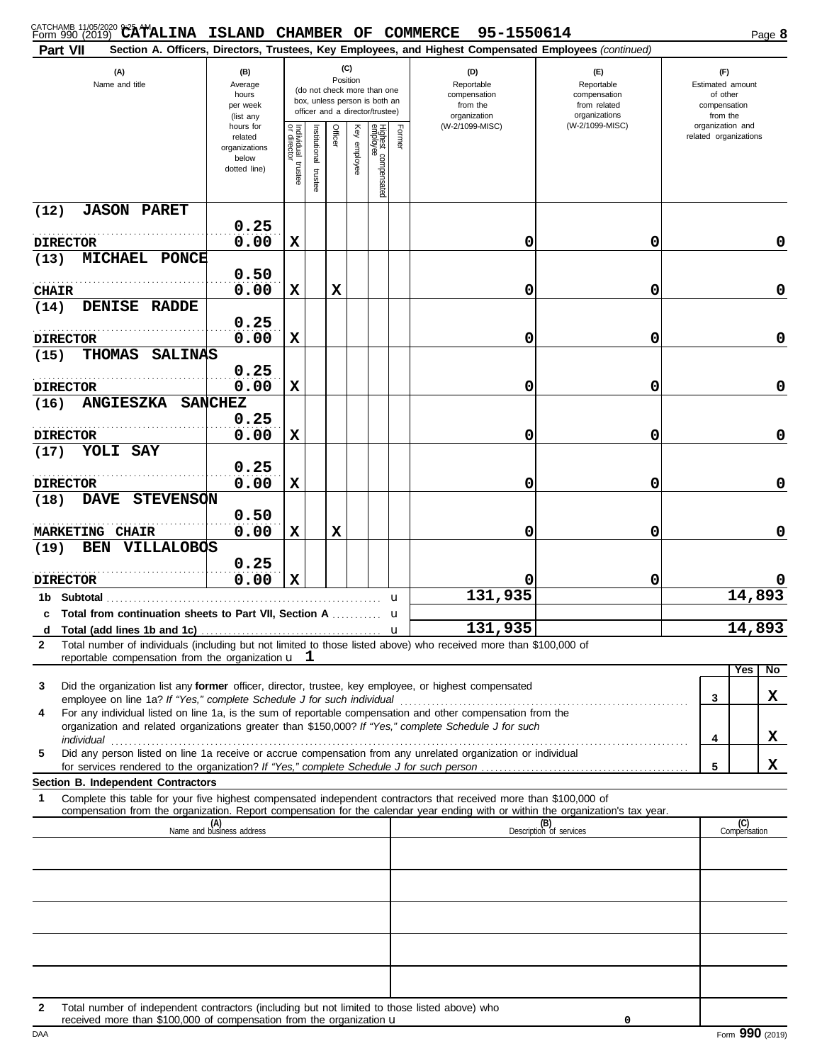Form 990 (2019) CATALINA ISLAND CHAMBER OF COMMERCE 95-1550614

**Part VII** Section A. Officers, Directors, Trustees, Key Employees, and Highest Compensated Employees *(continued)*

| (A) Name and title | (B) Average hours per week (list any hours for related organizations below dotted line) | (C) Individual trustee or director | Institutional trustee | Officer | Key employee | Highest compensated employee | Former | (D) Reportable compensation from the organization (W-2/1099-MISC) | (E) Reportable compensation from related organizations (W-2/1099-MISC) | (F) Estimated amount of other compensation from the organization and related organizations |
|---|---|---|---|---|---|---|---|---|---|---|
| (12) JASON PARET<br>DIRECTOR | 0.25<br>0.00 | X | | | | | | 0 | 0 | 0 |
| (13) MICHAEL PONCE<br>CHAIR | 0.50<br>0.00 | X | | X | | | | 0 | 0 | 0 |
| (14) DENISE RADDE<br>DIRECTOR | 0.25<br>0.00 | X | | | | | | 0 | 0 | 0 |
| (15) THOMAS SALINAS<br>DIRECTOR | 0.25<br>0.00 | X | | | | | | 0 | 0 | 0 |
| (16) ANGIESZKA SANCHEZ<br>DIRECTOR | 0.25<br>0.00 | X | | | | | | 0 | 0 | 0 |
| (17) YOLI SAY<br>DIRECTOR | 0.25<br>0.00 | X | | | | | | 0 | 0 | 0 |
| (18) DAVE STEVENSON<br>MARKETING CHAIR | 0.50<br>0.00 | X | | X | | | | 0 | 0 | 0 |
| (19) BEN VILLALOBOS<br>DIRECTOR | 0.25<br>0.00 | X | | | | | | 0 | 0 | 0 |
| 1b Subtotal | | | | | | | | 131,935 | | 14,893 |
| c Total from continuation sheets to Part VII, Section A | | | | | | | | | | |
| d Total (add lines 1b and 1c) | | | | | | | | 131,935 | | 14,893 |

2 Total number of individuals (including but not limited to those listed above) who received more than $100,000 of reportable compensation from the organization u 1

| | | Yes | No |
|---|---|---|---|
| 3 Did the organization list any **former** officer, director, trustee, key employee, or highest compensated employee on line 1a? *If "Yes," complete Schedule J for such individual* | 3 | | X |
| 4 For any individual listed on line 1a, is the sum of reportable compensation and other compensation from the organization and related organizations greater than $150,000? *If "Yes," complete Schedule J for such individual* | 4 | | X |
| 5 Did any person listed on line 1a receive or accrue compensation from any unrelated organization or individual for services rendered to the organization? *If "Yes," complete Schedule J for such person* | 5 | | X |

**Section B. Independent Contractors**

1 Complete this table for your five highest compensated independent contractors that received more than $100,000 of compensation from the organization. Report compensation for the calendar year ending with or within the organization's tax year.

| (A) Name and business address | (B) Description of services | (C) Compensation |
|---|---|---|
| | | |
| | | |
| | | |
| | | |
| | | |

2 Total number of independent contractors (including but not limited to those listed above) who received more than $100,000 of compensation from the organization u 0

Form **990** (2019)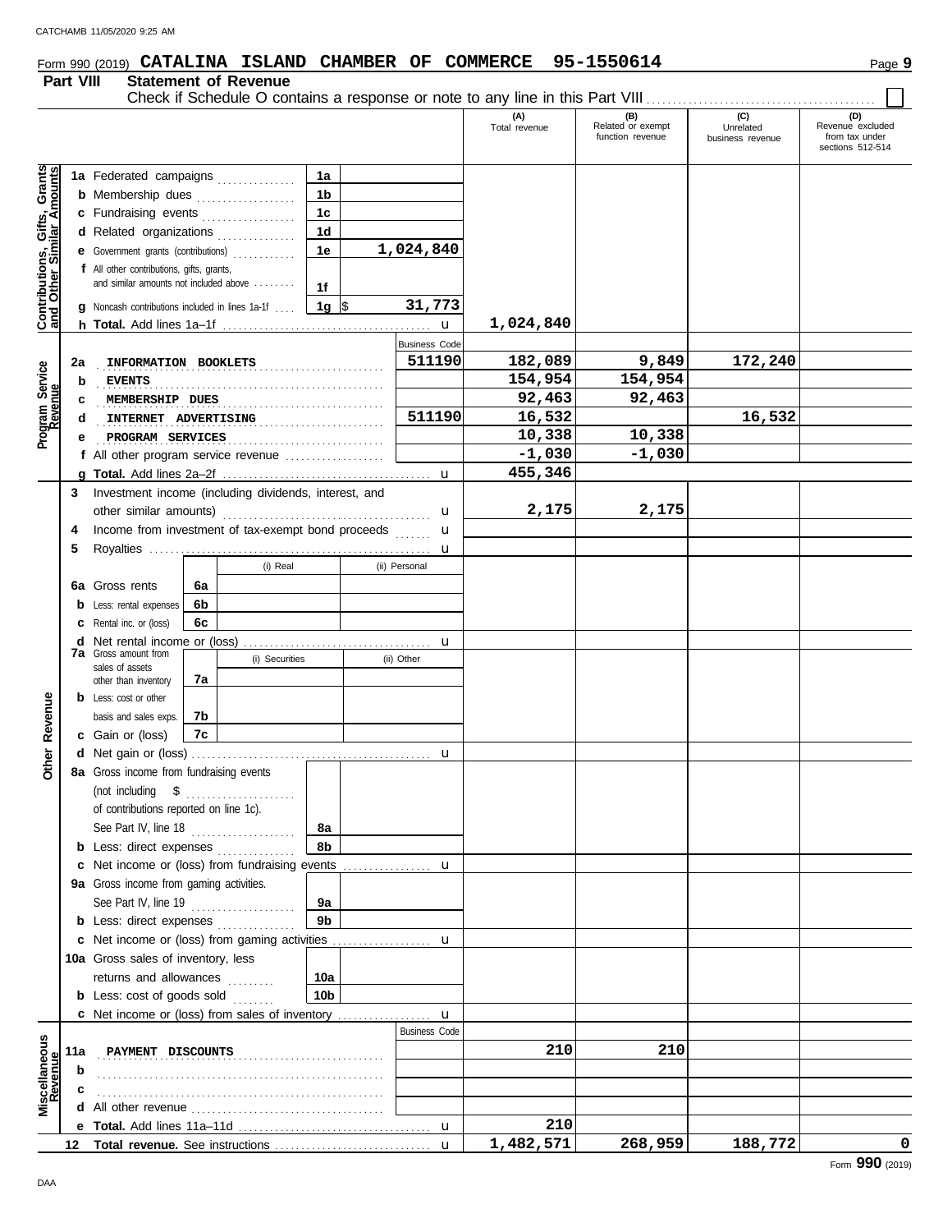Form 990 (2019) **CATALINA ISLAND CHAMBER OF COMMERCE 95-1550614**

## Part VIII Statement of Revenue

Check if Schedule O contains a response or note to any line in this Part VIII ☐

| | | | | (A) Total revenue | (B) Related or exempt function revenue | (C) Unrelated business revenue | (D) Revenue excluded from tax under sections 512-514 |
|---|---|---|---|---|---|---|---|
| **Contributions, Gifts, Grants and Other Similar Amounts** | 1a Federated campaigns | 1a | | | | | |
| | b Membership dues | 1b | | | | | |
| | c Fundraising events | 1c | | | | | |
| | d Related organizations | 1d | | | | | |
| | e Government grants (contributions) | 1e | 1,024,840 | | | | |
| | f All other contributions, gifts, grants, and similar amounts not included above | 1f | | | | | |
| | g Noncash contributions included in lines 1a-1f | 1g $ | 31,773 | | | | |
| | h **Total.** Add lines 1a–1f | | | 1,024,840 | | | |
| **Program Service Revenue** | | | Business Code | | | | |
| | 2a INFORMATION BOOKLETS | | 511190 | 182,089 | 9,849 | 172,240 | |
| | b EVENTS | | | 154,954 | 154,954 | | |
| | c MEMBERSHIP DUES | | | 92,463 | 92,463 | | |
| | d INTERNET ADVERTISING | | 511190 | 16,532 | | 16,532 | |
| | e PROGRAM SERVICES | | | 10,338 | 10,338 | | |
| | f All other program service revenue | | | -1,030 | -1,030 | | |
| | g **Total.** Add lines 2a–2f | | | 455,346 | | | |
| **Other Revenue** | 3 Investment income (including dividends, interest, and other similar amounts) | | | 2,175 | 2,175 | | |
| | 4 Income from investment of tax-exempt bond proceeds | | | | | | |
| | 5 Royalties | | | | | | |
| | | | (i) Real / (ii) Personal | | | | |
| | 6a Gross rents | 6a | | | | | |
| | b Less: rental expenses | 6b | | | | | |
| | c Rental inc. or (loss) | 6c | | | | | |
| | d Net rental income or (loss) | | | | | | |
| | | | (i) Securities / (ii) Other | | | | |
| | 7a Gross amount from sales of assets other than inventory | 7a | | | | | |
| | b Less: cost or other basis and sales exps. | 7b | | | | | |
| | c Gain or (loss) | 7c | | | | | |
| | d Net gain or (loss) | | | | | | |
| | 8a Gross income from fundraising events (not including $ ........ of contributions reported on line 1c). See Part IV, line 18 | 8a | | | | | |
| | b Less: direct expenses | 8b | | | | | |
| | c Net income or (loss) from fundraising events | | | | | | |
| | 9a Gross income from gaming activities. See Part IV, line 19 | 9a | | | | | |
| | b Less: direct expenses | 9b | | | | | |
| | c Net income or (loss) from gaming activities | | | | | | |
| | 10a Gross sales of inventory, less returns and allowances | 10a | | | | | |
| | b Less: cost of goods sold | 10b | | | | | |
| | c Net income or (loss) from sales of inventory | | | | | | |
| **Miscellaneous Revenue** | | | Business Code | | | | |
| | 11a PAYMENT DISCOUNTS | | | 210 | 210 | | |
| | b | | | | | | |
| | c | | | | | | |
| | d All other revenue | | | | | | |
| | e **Total.** Add lines 11a–11d | | | 210 | | | |
| | 12 **Total revenue.** See instructions | | | 1,482,571 | 268,959 | 188,772 | 0 |

Form **990** (2019)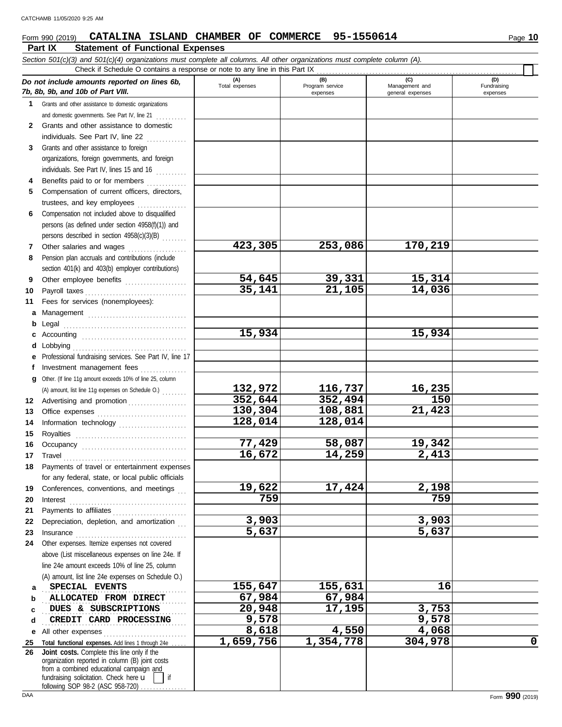Form 990 (2019) **CATALINA ISLAND CHAMBER OF COMMERCE 95-1550614** Page **10**

## Part IX Statement of Functional Expenses

*Section 501(c)(3) and 501(c)(4) organizations must complete all columns. All other organizations must complete column (A).*

Check if Schedule O contains a response or note to any line in this Part IX

| *Do not include amounts reported on lines 6b, 7b, 8b, 9b, and 10b of Part VIII.* | (A) Total expenses | (B) Program service expenses | (C) Management and general expenses | (D) Fundraising expenses |
|---|---|---|---|---|
| **1** Grants and other assistance to domestic organizations and domestic governments. See Part IV, line 21 | | | | |
| **2** Grants and other assistance to domestic individuals. See Part IV, line 22 | | | | |
| **3** Grants and other assistance to foreign organizations, foreign governments, and foreign individuals. See Part IV, lines 15 and 16 | | | | |
| **4** Benefits paid to or for members | | | | |
| **5** Compensation of current officers, directors, trustees, and key employees | | | | |
| **6** Compensation not included above to disqualified persons (as defined under section 4958(f)(1)) and persons described in section 4958(c)(3)(B) | | | | |
| **7** Other salaries and wages | 423,305 | 253,086 | 170,219 | |
| **8** Pension plan accruals and contributions (include section 401(k) and 403(b) employer contributions) | | | | |
| **9** Other employee benefits | 54,645 | 39,331 | 15,314 | |
| **10** Payroll taxes | 35,141 | 21,105 | 14,036 | |
| **11** Fees for services (nonemployees): | | | | |
| **a** Management | | | | |
| **b** Legal | | | | |
| **c** Accounting | 15,934 | | 15,934 | |
| **d** Lobbying | | | | |
| **e** Professional fundraising services. See Part IV, line 17 | | | | |
| **f** Investment management fees | | | | |
| **g** Other. (If line 11g amount exceeds 10% of line 25, column (A) amount, list line 11g expenses on Schedule O.) | 132,972 | 116,737 | 16,235 | |
| **12** Advertising and promotion | 352,644 | 352,494 | 150 | |
| **13** Office expenses | 130,304 | 108,881 | 21,423 | |
| **14** Information technology | 128,014 | 128,014 | | |
| **15** Royalties | | | | |
| **16** Occupancy | 77,429 | 58,087 | 19,342 | |
| **17** Travel | 16,672 | 14,259 | 2,413 | |
| **18** Payments of travel or entertainment expenses for any federal, state, or local public officials | | | | |
| **19** Conferences, conventions, and meetings | 19,622 | 17,424 | 2,198 | |
| **20** Interest | 759 | | 759 | |
| **21** Payments to affiliates | | | | |
| **22** Depreciation, depletion, and amortization | 3,903 | | 3,903 | |
| **23** Insurance | 5,637 | | 5,637 | |
| **24** Other expenses. Itemize expenses not covered above (List miscellaneous expenses on line 24e. If line 24e amount exceeds 10% of line 25, column (A) amount, list line 24e expenses on Schedule O.) | | | | |
| **a** SPECIAL EVENTS | 155,647 | 155,631 | 16 | |
| **b** ALLOCATED FROM DIRECT | 67,984 | 67,984 | | |
| **c** DUES & SUBSCRIPTIONS | 20,948 | 17,195 | 3,753 | |
| **d** CREDIT CARD PROCESSING | 9,578 | | 9,578 | |
| **e** All other expenses | 8,618 | 4,550 | 4,068 | |
| **25** **Total functional expenses.** Add lines 1 through 24e | 1,659,756 | 1,354,778 | 304,978 | 0 |
| **26** **Joint costs.** Complete this line only if the organization reported in column (B) joint costs from a combined educational campaign and fundraising solicitation. Check here ☐ if following SOP 98-2 (ASC 958-720) | | | | |

Form **990** (2019)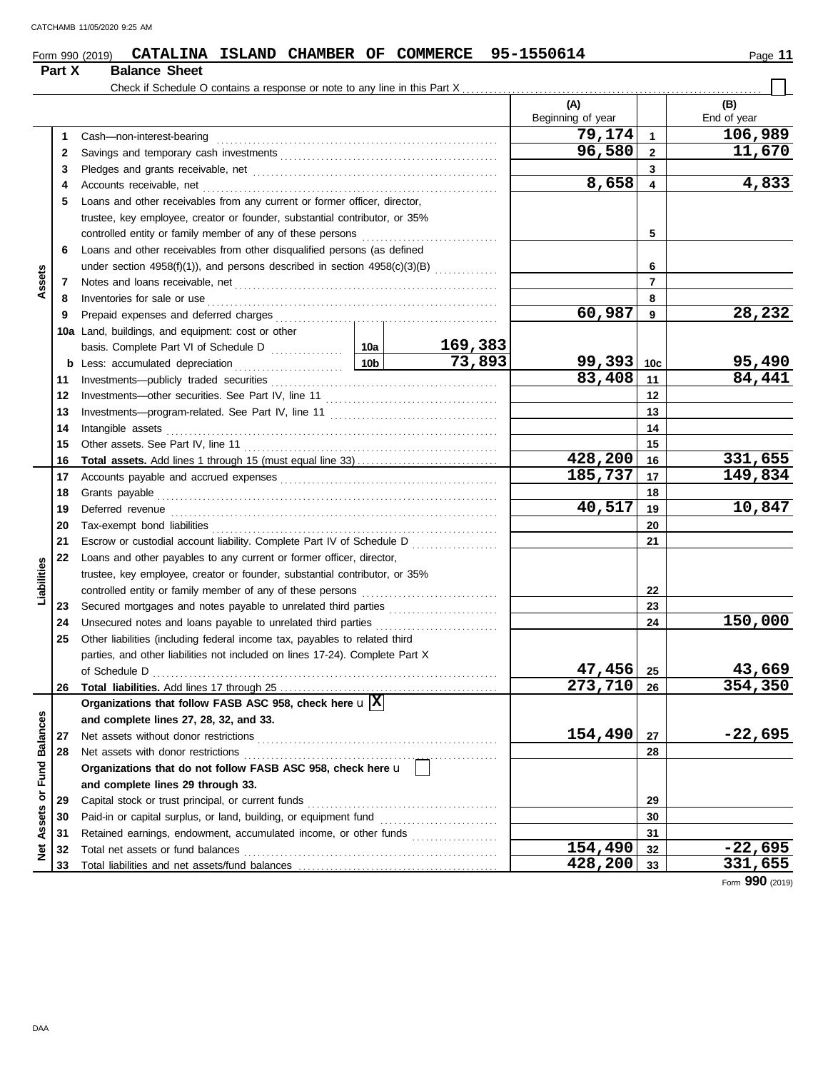Form 990 (2019) **CATALINA ISLAND CHAMBER OF COMMERCE 95-1550614**

## Part X Balance Sheet

Check if Schedule O contains a response or note to any line in this Part X ☐

| | | | | | (A) Beginning of year | | (B) End of year |
|---|---|---|---|---|---|---|---|
| **Assets** | 1 | Cash—non-interest-bearing | | | 79,174 | 1 | 106,989 |
| | 2 | Savings and temporary cash investments | | | 96,580 | 2 | 11,670 |
| | 3 | Pledges and grants receivable, net | | | | 3 | |
| | 4 | Accounts receivable, net | | | 8,658 | 4 | 4,833 |
| | 5 | Loans and other receivables from any current or former officer, director, trustee, key employee, creator or founder, substantial contributor, or 35% controlled entity or family member of any of these persons | | | | 5 | |
| | 6 | Loans and other receivables from other disqualified persons (as defined under section 4958(f)(1)), and persons described in section 4958(c)(3)(B) | | | | 6 | |
| | 7 | Notes and loans receivable, net | | | | 7 | |
| | 8 | Inventories for sale or use | | | | 8 | |
| | 9 | Prepaid expenses and deferred charges | | | 60,987 | 9 | 28,232 |
| | 10a | Land, buildings, and equipment: cost or other basis. Complete Part VI of Schedule D | 10a | 169,383 | | | |
| | b | Less: accumulated depreciation | 10b | 73,893 | 99,393 | 10c | 95,490 |
| | 11 | Investments—publicly traded securities | | | 83,408 | 11 | 84,441 |
| | 12 | Investments—other securities. See Part IV, line 11 | | | | 12 | |
| | 13 | Investments—program-related. See Part IV, line 11 | | | | 13 | |
| | 14 | Intangible assets | | | | 14 | |
| | 15 | Other assets. See Part IV, line 11 | | | | 15 | |
| | 16 | **Total assets.** Add lines 1 through 15 (must equal line 33) | | | 428,200 | 16 | 331,655 |
| **Liabilities** | 17 | Accounts payable and accrued expenses | | | 185,737 | 17 | 149,834 |
| | 18 | Grants payable | | | | 18 | |
| | 19 | Deferred revenue | | | 40,517 | 19 | 10,847 |
| | 20 | Tax-exempt bond liabilities | | | | 20 | |
| | 21 | Escrow or custodial account liability. Complete Part IV of Schedule D | | | | 21 | |
| | 22 | Loans and other payables to any current or former officer, director, trustee, key employee, creator or founder, substantial contributor, or 35% controlled entity or family member of any of these persons | | | | 22 | |
| | 23 | Secured mortgages and notes payable to unrelated third parties | | | | 23 | |
| | 24 | Unsecured notes and loans payable to unrelated third parties | | | | 24 | 150,000 |
| | 25 | Other liabilities (including federal income tax, payables to related third parties, and other liabilities not included on lines 17-24). Complete Part X of Schedule D | | | 47,456 | 25 | 43,669 |
| | 26 | **Total liabilities.** Add lines 17 through 25 | | | 273,710 | 26 | 354,350 |
| **Net Assets or Fund Balances** | | **Organizations that follow FASB ASC 958, check here** ☒ **and complete lines 27, 28, 32, and 33.** | | | | | |
| | 27 | Net assets without donor restrictions | | | 154,490 | 27 | -22,695 |
| | 28 | Net assets with donor restrictions | | | | 28 | |
| | | **Organizations that do not follow FASB ASC 958, check here** ☐ **and complete lines 29 through 33.** | | | | | |
| | 29 | Capital stock or trust principal, or current funds | | | | 29 | |
| | 30 | Paid-in or capital surplus, or land, building, or equipment fund | | | | 30 | |
| | 31 | Retained earnings, endowment, accumulated income, or other funds | | | | 31 | |
| | 32 | Total net assets or fund balances | | | 154,490 | 32 | -22,695 |
| | 33 | Total liabilities and net assets/fund balances | | | 428,200 | 33 | 331,655 |

Form **990** (2019)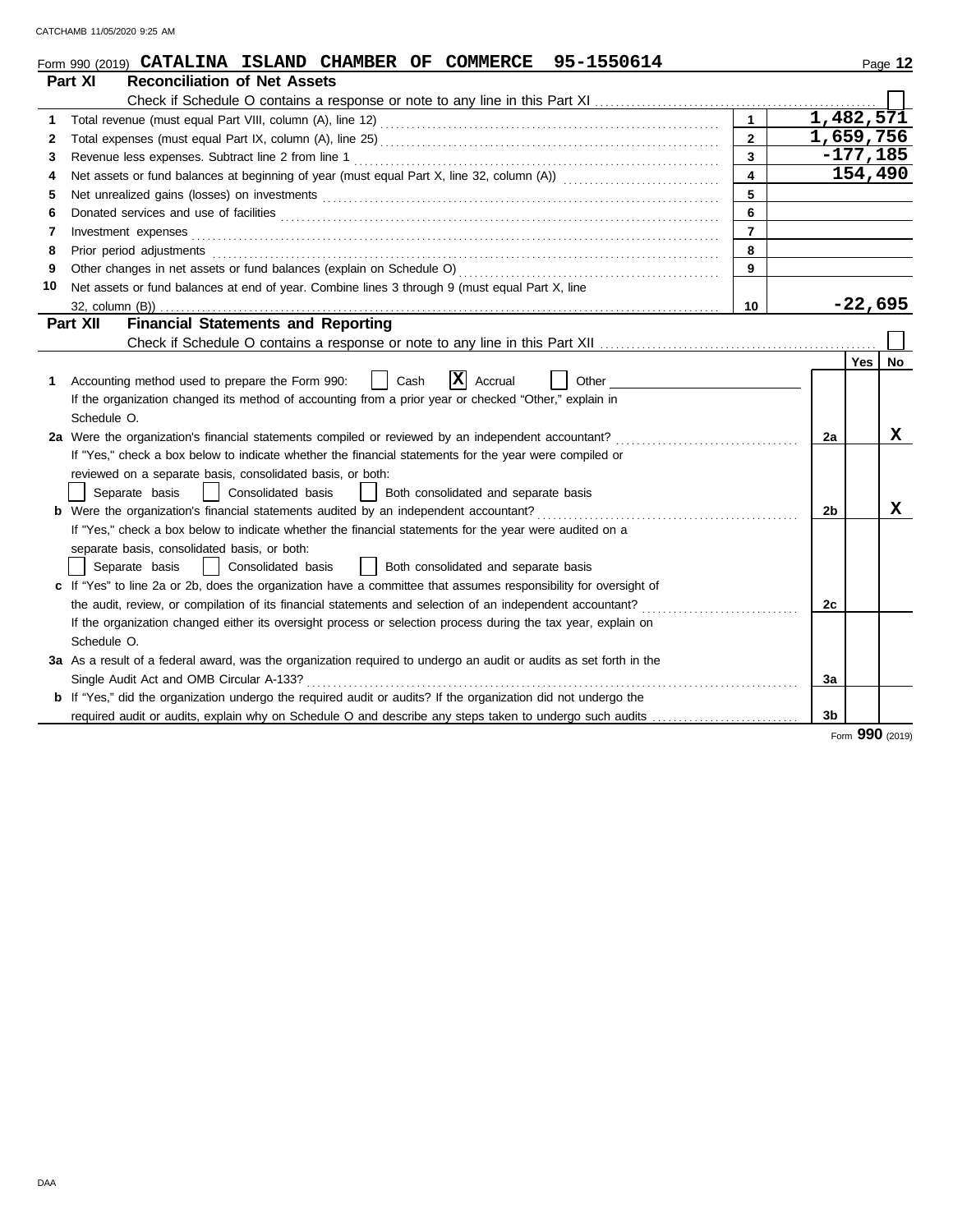Form 990 (2019) **CATALINA ISLAND CHAMBER OF COMMERCE 95-1550614** Page **12**

## Part XI Reconciliation of Net Assets

Check if Schedule O contains a response or note to any line in this Part XI ☐

| | | | |
|---|---|---|---|
| 1 | Total revenue (must equal Part VIII, column (A), line 12) | 1 | 1,482,571 |
| 2 | Total expenses (must equal Part IX, column (A), line 25) | 2 | 1,659,756 |
| 3 | Revenue less expenses. Subtract line 2 from line 1 | 3 | -177,185 |
| 4 | Net assets or fund balances at beginning of year (must equal Part X, line 32, column (A)) | 4 | 154,490 |
| 5 | Net unrealized gains (losses) on investments | 5 | |
| 6 | Donated services and use of facilities | 6 | |
| 7 | Investment expenses | 7 | |
| 8 | Prior period adjustments | 8 | |
| 9 | Other changes in net assets or fund balances (explain on Schedule O) | 9 | |
| 10 | Net assets or fund balances at end of year. Combine lines 3 through 9 (must equal Part X, line 32, column (B)) | 10 | -22,695 |

## Part XII Financial Statements and Reporting

Check if Schedule O contains a response or note to any line in this Part XII ☐

| | | | Yes | No |
|---|---|---|---|---|
| 1 | Accounting method used to prepare the Form 990: ☐ Cash ☒ Accrual ☐ Other<br>If the organization changed its method of accounting from a prior year or checked "Other," explain in Schedule O. | | | |
| 2a | Were the organization's financial statements compiled or reviewed by an independent accountant?<br>If "Yes," check a box below to indicate whether the financial statements for the year were compiled or reviewed on a separate basis, consolidated basis, or both:<br>☐ Separate basis ☐ Consolidated basis ☐ Both consolidated and separate basis | 2a | | X |
| b | Were the organization's financial statements audited by an independent accountant?<br>If "Yes," check a box below to indicate whether the financial statements for the year were audited on a separate basis, consolidated basis, or both:<br>☐ Separate basis ☐ Consolidated basis ☐ Both consolidated and separate basis | 2b | | X |
| c | If "Yes" to line 2a or 2b, does the organization have a committee that assumes responsibility for oversight of the audit, review, or compilation of its financial statements and selection of an independent accountant?<br>If the organization changed either its oversight process or selection process during the tax year, explain on Schedule O. | 2c | | |
| 3a | As a result of a federal award, was the organization required to undergo an audit or audits as set forth in the Single Audit Act and OMB Circular A-133? | 3a | | |
| b | If "Yes," did the organization undergo the required audit or audits? If the organization did not undergo the required audit or audits, explain why on Schedule O and describe any steps taken to undergo such audits | 3b | | |

Form **990** (2019)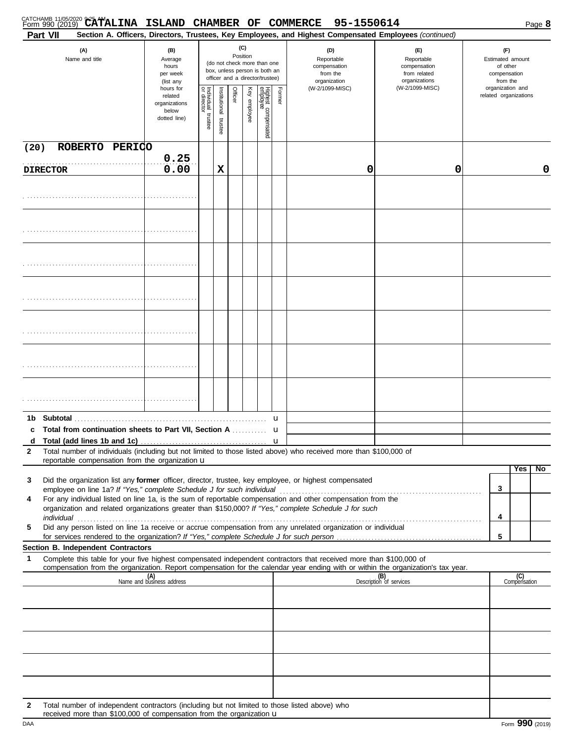CATCHAMB 11/05/2020 9:25 AM

Form 990 (2019) **CATALINA ISLAND CHAMBER OF COMMERCE 95-1550614** Page **8**

**Part VII** **Section A. Officers, Directors, Trustees, Key Employees, and Highest Compensated Employees** *(continued)*

| (A) Name and title | (B) Average hours per week (list any hours for related organizations below dotted line) | (C) Position: Individual trustee or director | Institutional trustee | Officer | Key employee | Highest compensated employee | Former | (D) Reportable compensation from the organization (W-2/1099-MISC) | (E) Reportable compensation from related organizations (W-2/1099-MISC) | (F) Estimated amount of other compensation from the organization and related organizations |
|---|---|---|---|---|---|---|---|---|---|---|
| (20) ROBERTO PERICO DIRECTOR | 0.25 / 0.00 | | X | | | | | 0 | 0 | 0 |
| | | | | | | | | | | |
| | | | | | | | | | | |
| | | | | | | | | | | |
| | | | | | | | | | | |
| | | | | | | | | | | |
| | | | | | | | | | | |
| | | | | | | | | | | |

**1b Subtotal** u

**c Total from continuation sheets to Part VII, Section A** u

**d Total (add lines 1b and 1c)** u

**2** Total number of individuals (including but not limited to those listed above) who received more than $100,000 of reportable compensation from the organization u

| | | Yes | No |
|---|---|---|---|
| **3** Did the organization list any **former** officer, director, trustee, key employee, or highest compensated employee on line 1a? *If "Yes," complete Schedule J for such individual* | 3 | | |
| **4** For any individual listed on line 1a, is the sum of reportable compensation and other compensation from the organization and related organizations greater than $150,000? *If "Yes," complete Schedule J for such individual* | 4 | | |
| **5** Did any person listed on line 1a receive or accrue compensation from any unrelated organization or individual for services rendered to the organization? *If "Yes," complete Schedule J for such person* | 5 | | |

**Section B. Independent Contractors**

**1** Complete this table for your five highest compensated independent contractors that received more than $100,000 of compensation from the organization. Report compensation for the calendar year ending with or within the organization's tax year.

| (A) Name and business address | (B) Description of services | (C) Compensation |
|---|---|---|
| | | |
| | | |
| | | |
| | | |
| | | |

**2** Total number of independent contractors (including but not limited to those listed above) who received more than $100,000 of compensation from the organization u

DAA Form **990** (2019)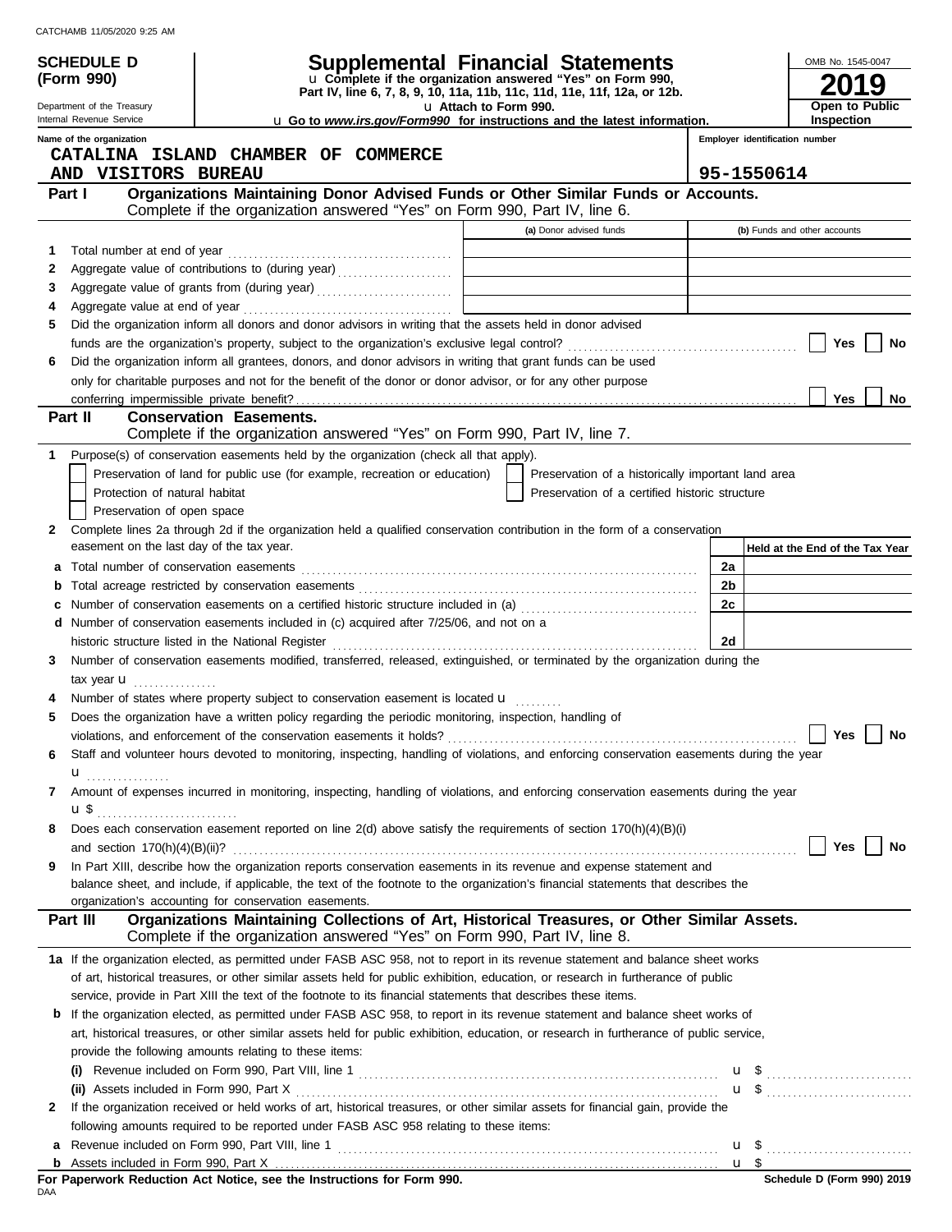CATCHAMB 11/05/2020 9:25 AM

**SCHEDULE D (Form 990)**

Department of the Treasury
Internal Revenue Service

# Supplemental Financial Statements

u Complete if the organization answered "Yes" on Form 990, Part IV, line 6, 7, 8, 9, 10, 11a, 11b, 11c, 11d, 11e, 11f, 12a, or 12b.
u Attach to Form 990.
u Go to *www.irs.gov/Form990* for instructions and the latest information.

OMB No. 1545-0047
**2019**
**Open to Public Inspection**

Name of the organization: CATALINA ISLAND CHAMBER OF COMMERCE AND VISITORS BUREAU

Employer identification number: 95-1550614

## Part I Organizations Maintaining Donor Advised Funds or Other Similar Funds or Accounts.
Complete if the organization answered "Yes" on Form 990, Part IV, line 6.

| | | (a) Donor advised funds | (b) Funds and other accounts |
|---|---|---|---|
| 1 | Total number at end of year | | |
| 2 | Aggregate value of contributions to (during year) | | |
| 3 | Aggregate value of grants from (during year) | | |
| 4 | Aggregate value at end of year | | |

5 Did the organization inform all donors and donor advisors in writing that the assets held in donor advised funds are the organization's property, subject to the organization's exclusive legal control? ☐ Yes ☐ No

6 Did the organization inform all grantees, donors, and donor advisors in writing that grant funds can be used only for charitable purposes and not for the benefit of the donor or donor advisor, or for any other purpose conferring impermissible private benefit? ☐ Yes ☐ No

## Part II Conservation Easements.
Complete if the organization answered "Yes" on Form 990, Part IV, line 7.

1 Purpose(s) of conservation easements held by the organization (check all that apply).
- ☐ Preservation of land for public use (for example, recreation or education)
- ☐ Preservation of a historically important land area
- ☐ Protection of natural habitat
- ☐ Preservation of a certified historic structure
- ☐ Preservation of open space

2 Complete lines 2a through 2d if the organization held a qualified conservation contribution in the form of a conservation easement on the last day of the tax year.

| | | | Held at the End of the Tax Year |
|---|---|---|---|
| a | Total number of conservation easements | 2a | |
| b | Total acreage restricted by conservation easements | 2b | |
| c | Number of conservation easements on a certified historic structure included in (a) | 2c | |
| d | Number of conservation easements included in (c) acquired after 7/25/06, and not on a historic structure listed in the National Register | 2d | |

3 Number of conservation easements modified, transferred, released, extinguished, or terminated by the organization during the tax year u

4 Number of states where property subject to conservation easement is located u

5 Does the organization have a written policy regarding the periodic monitoring, inspection, handling of violations, and enforcement of the conservation easements it holds? ☐ Yes ☐ No

6 Staff and volunteer hours devoted to monitoring, inspecting, handling of violations, and enforcing conservation easements during the year u

7 Amount of expenses incurred in monitoring, inspecting, handling of violations, and enforcing conservation easements during the year u $

8 Does each conservation easement reported on line 2(d) above satisfy the requirements of section 170(h)(4)(B)(i) and section 170(h)(4)(B)(ii)? ☐ Yes ☐ No

9 In Part XIII, describe how the organization reports conservation easements in its revenue and expense statement and balance sheet, and include, if applicable, the text of the footnote to the organization's financial statements that describes the organization's accounting for conservation easements.

## Part III Organizations Maintaining Collections of Art, Historical Treasures, or Other Similar Assets.
Complete if the organization answered "Yes" on Form 990, Part IV, line 8.

1a If the organization elected, as permitted under FASB ASC 958, not to report in its revenue statement and balance sheet works of art, historical treasures, or other similar assets held for public exhibition, education, or research in furtherance of public service, provide in Part XIII the text of the footnote to its financial statements that describes these items.

b If the organization elected, as permitted under FASB ASC 958, to report in its revenue statement and balance sheet works of art, historical treasures, or other similar assets held for public exhibition, education, or research in furtherance of public service, provide the following amounts relating to these items:

(i) Revenue included on Form 990, Part VIII, line 1 u $

(ii) Assets included in Form 990, Part X u $

2 If the organization received or held works of art, historical treasures, or other similar assets for financial gain, provide the following amounts required to be reported under FASB ASC 958 relating to these items:

a Revenue included on Form 990, Part VIII, line 1 u $

b Assets included in Form 990, Part X u $

**For Paperwork Reduction Act Notice, see the Instructions for Form 990.**

DAA

**Schedule D (Form 990) 2019**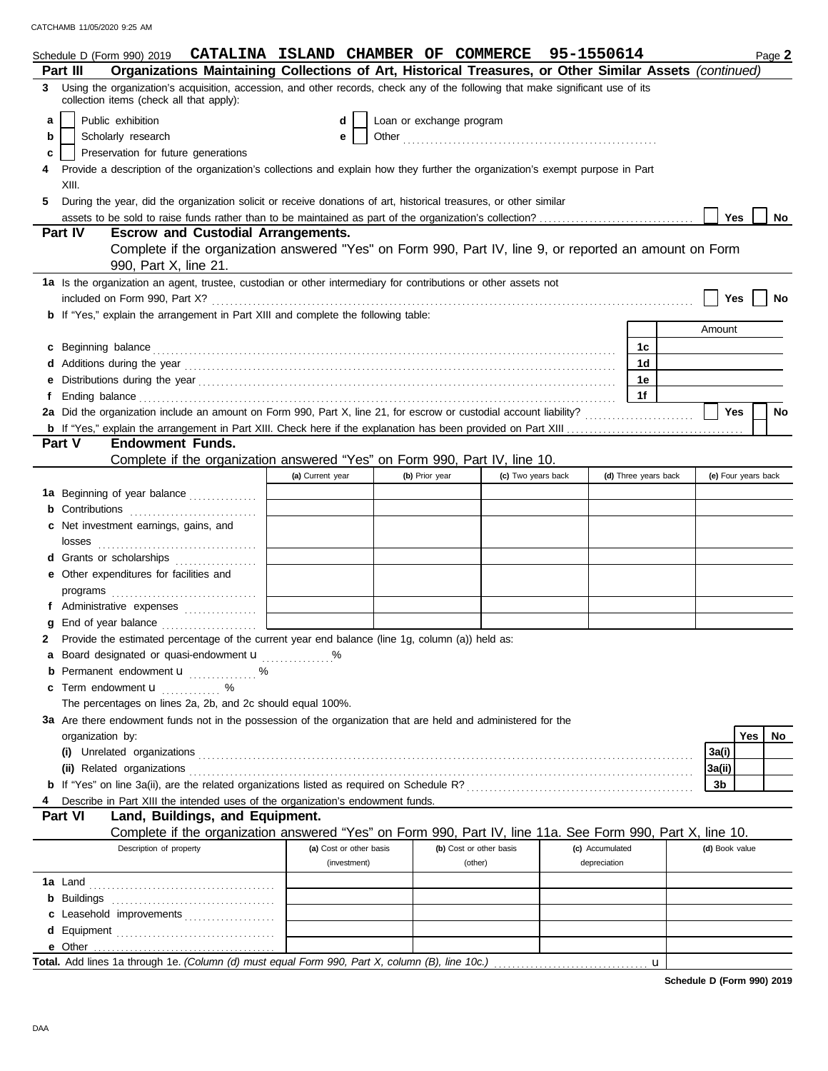Schedule D (Form 990) 2019 **CATALINA ISLAND CHAMBER OF COMMERCE 95-1550614** Page **2**

**Part III Organizations Maintaining Collections of Art, Historical Treasures, or Other Similar Assets** *(continued)*

**3** Using the organization's acquisition, accession, and other records, check any of the following that make significant use of its collection items (check all that apply):

- **a** ☐ Public exhibition
- **b** ☐ Scholarly research
- **c** ☐ Preservation for future generations
- **d** ☐ Loan or exchange program
- **e** ☐ Other ..........

**4** Provide a description of the organization's collections and explain how they further the organization's exempt purpose in Part XIII.

**5** During the year, did the organization solicit or receive donations of art, historical treasures, or other similar assets to be sold to raise funds rather than to be maintained as part of the organization's collection? ☐ Yes ☐ No

**Part IV Escrow and Custodial Arrangements.**
Complete if the organization answered "Yes" on Form 990, Part IV, line 9, or reported an amount on Form 990, Part X, line 21.

**1a** Is the organization an agent, trustee, custodian or other intermediary for contributions or other assets not included on Form 990, Part X? ☐ Yes ☐ No

**b** If "Yes," explain the arrangement in Part XIII and complete the following table:

| | | Amount |
|---|---|---|
| **c** Beginning balance | 1c | |
| **d** Additions during the year | 1d | |
| **e** Distributions during the year | 1e | |
| **f** Ending balance | 1f | |

**2a** Did the organization include an amount on Form 990, Part X, line 21, for escrow or custodial account liability? ☐ Yes ☐ No

**b** If "Yes," explain the arrangement in Part XIII. Check here if the explanation has been provided on Part XIII ☐

**Part V Endowment Funds.**
Complete if the organization answered "Yes" on Form 990, Part IV, line 10.

| | (a) Current year | (b) Prior year | (c) Two years back | (d) Three years back | (e) Four years back |
|---|---|---|---|---|---|
| **1a** Beginning of year balance | | | | | |
| **b** Contributions | | | | | |
| **c** Net investment earnings, gains, and losses | | | | | |
| **d** Grants or scholarships | | | | | |
| **e** Other expenditures for facilities and programs | | | | | |
| **f** Administrative expenses | | | | | |
| **g** End of year balance | | | | | |

**2** Provide the estimated percentage of the current year end balance (line 1g, column (a)) held as:

- **a** Board designated or quasi-endowment u ........ %
- **b** Permanent endowment u ........ %
- **c** Term endowment u ........ %

The percentages on lines 2a, 2b, and 2c should equal 100%.

**3a** Are there endowment funds not in the possession of the organization that are held and administered for the organization by:

| | | Yes | No |
|---|---|---|---|
| **(i)** Unrelated organizations | 3a(i) | | |
| **(ii)** Related organizations | 3a(ii) | | |
| **b** If "Yes" on line 3a(ii), are the related organizations listed as required on Schedule R? | 3b | | |

**4** Describe in Part XIII the intended uses of the organization's endowment funds.

**Part VI Land, Buildings, and Equipment.**
Complete if the organization answered "Yes" on Form 990, Part IV, line 11a. See Form 990, Part X, line 10.

| Description of property | (a) Cost or other basis (investment) | (b) Cost or other basis (other) | (c) Accumulated depreciation | (d) Book value |
|---|---|---|---|---|
| **1a** Land | | | | |
| **b** Buildings | | | | |
| **c** Leasehold improvements | | | | |
| **d** Equipment | | | | |
| **e** Other | | | | |

**Total.** Add lines 1a through 1e. *(Column (d) must equal Form 990, Part X, column (B), line 10c.)* u

**Schedule D (Form 990) 2019**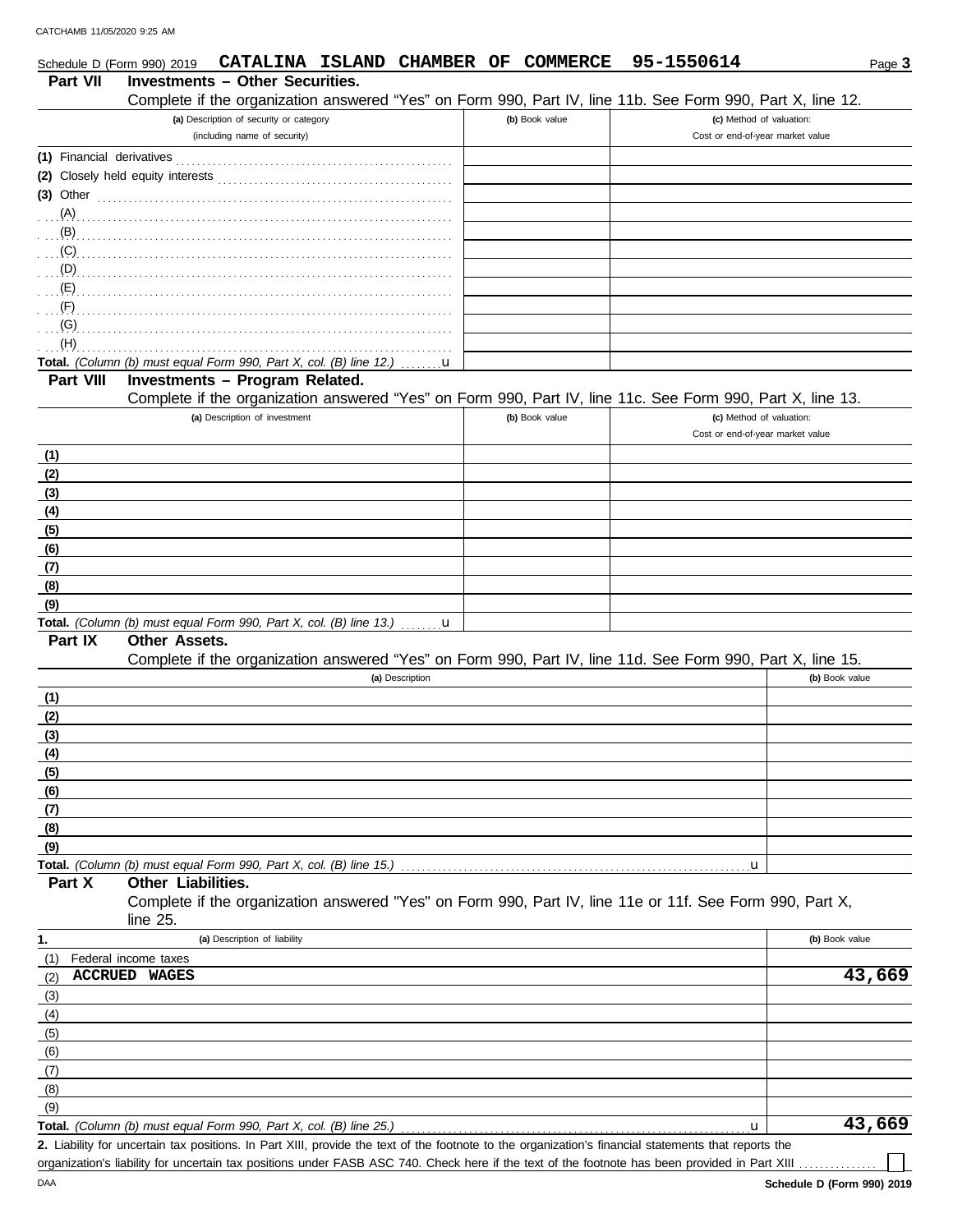Schedule D (Form 990) 2019 **CATALINA ISLAND CHAMBER OF COMMERCE 95-1550614** Page **3**

## Part VII Investments – Other Securities.

Complete if the organization answered "Yes" on Form 990, Part IV, line 11b. See Form 990, Part X, line 12.

| (a) Description of security or category (including name of security) | (b) Book value | (c) Method of valuation: Cost or end-of-year market value |
|---|---|---|
| (1) Financial derivatives | | |
| (2) Closely held equity interests | | |
| (3) Other | | |
| (A) | | |
| (B) | | |
| (C) | | |
| (D) | | |
| (E) | | |
| (F) | | |
| (G) | | |
| (H) | | |
| **Total.** *(Column (b) must equal Form 990, Part X, col. (B) line 12.)* u | | |

## Part VIII Investments – Program Related.

Complete if the organization answered "Yes" on Form 990, Part IV, line 11c. See Form 990, Part X, line 13.

| (a) Description of investment | (b) Book value | (c) Method of valuation: Cost or end-of-year market value |
|---|---|---|
| (1) | | |
| (2) | | |
| (3) | | |
| (4) | | |
| (5) | | |
| (6) | | |
| (7) | | |
| (8) | | |
| (9) | | |
| **Total.** *(Column (b) must equal Form 990, Part X, col. (B) line 13.)* u | | |

## Part IX Other Assets.

Complete if the organization answered "Yes" on Form 990, Part IV, line 11d. See Form 990, Part X, line 15.

| (a) Description | (b) Book value |
|---|---|
| (1) | |
| (2) | |
| (3) | |
| (4) | |
| (5) | |
| (6) | |
| (7) | |
| (8) | |
| (9) | |
| **Total.** *(Column (b) must equal Form 990, Part X, col. (B) line 15.)* u | |

## Part X Other Liabilities.

Complete if the organization answered "Yes" on Form 990, Part IV, line 11e or 11f. See Form 990, Part X, line 25.

| 1. (a) Description of liability | (b) Book value |
|---|---|
| (1) Federal income taxes | |
| (2) **ACCRUED WAGES** | **43,669** |
| (3) | |
| (4) | |
| (5) | |
| (6) | |
| (7) | |
| (8) | |
| (9) | |
| **Total.** *(Column (b) must equal Form 990, Part X, col. (B) line 25.)* u | **43,669** |

**2.** Liability for uncertain tax positions. In Part XIII, provide the text of the footnote to the organization's financial statements that reports the organization's liability for uncertain tax positions under FASB ASC 740. Check here if the text of the footnote has been provided in Part XIII ☐

**Schedule D (Form 990) 2019**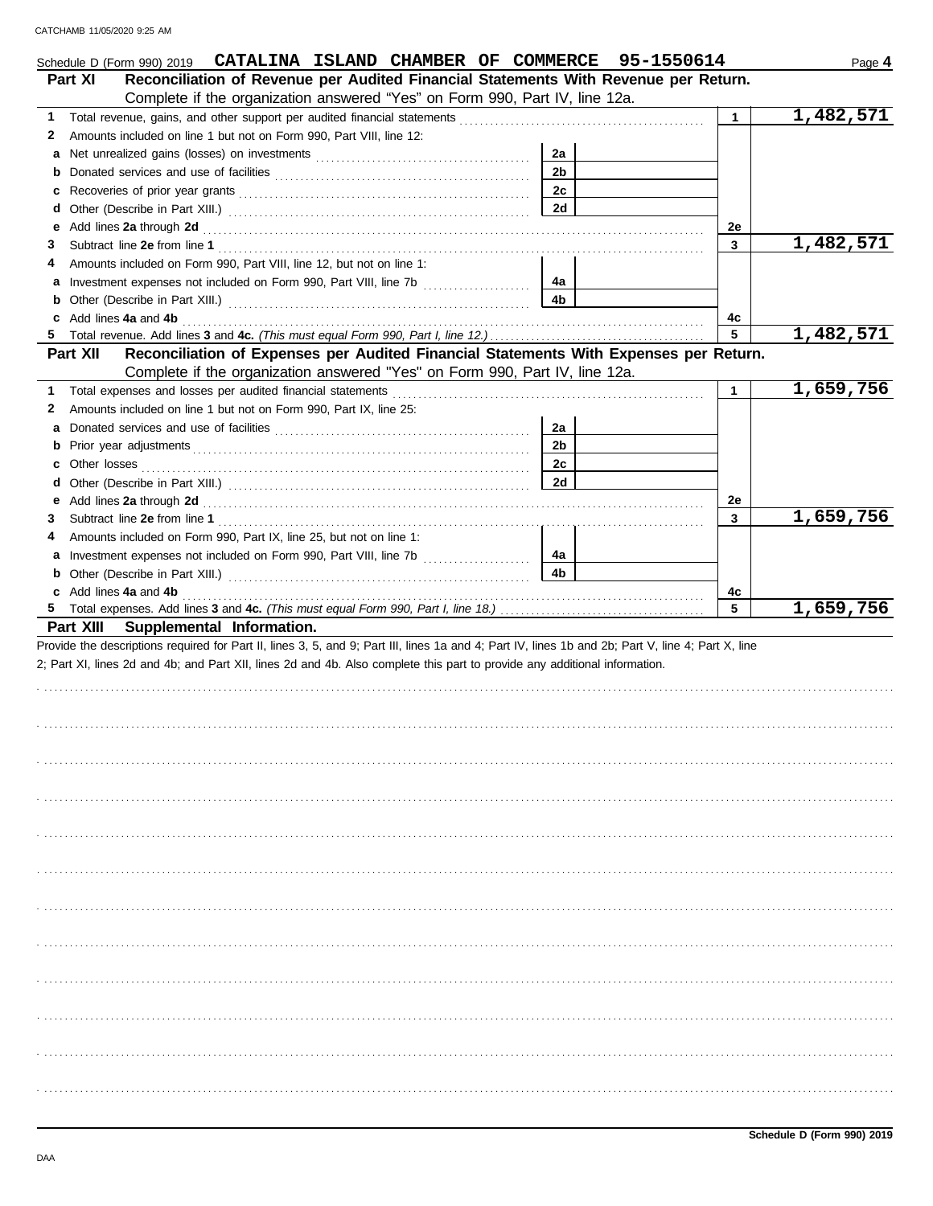Schedule D (Form 990) 2019 **CATALINA ISLAND CHAMBER OF COMMERCE 95-1550614**

## Part XI Reconciliation of Revenue per Audited Financial Statements With Revenue per Return.

Complete if the organization answered "Yes" on Form 990, Part IV, line 12a.

| | | | | | |
|---|---|---|---|---|---|
| **1** | Total revenue, gains, and other support per audited financial statements | | | 1 | 1,482,571 |
| **2** | Amounts included on line 1 but not on Form 990, Part VIII, line 12: | | | | |
| **a** | Net unrealized gains (losses) on investments | 2a | | | |
| **b** | Donated services and use of facilities | 2b | | | |
| **c** | Recoveries of prior year grants | 2c | | | |
| **d** | Other (Describe in Part XIII.) | 2d | | | |
| **e** | Add lines **2a** through **2d** | | | 2e | |
| **3** | Subtract line **2e** from line **1** | | | 3 | 1,482,571 |
| **4** | Amounts included on Form 990, Part VIII, line 12, but not on line 1: | | | | |
| **a** | Investment expenses not included on Form 990, Part VIII, line 7b | 4a | | | |
| **b** | Other (Describe in Part XIII.) | 4b | | | |
| **c** | Add lines **4a** and **4b** | | | 4c | |
| **5** | Total revenue. Add lines **3** and **4c.** *(This must equal Form 990, Part I, line 12.)* | | | 5 | 1,482,571 |

## Part XII Reconciliation of Expenses per Audited Financial Statements With Expenses per Return.

Complete if the organization answered "Yes" on Form 990, Part IV, line 12a.

| | | | | | |
|---|---|---|---|---|---|
| **1** | Total expenses and losses per audited financial statements | | | 1 | 1,659,756 |
| **2** | Amounts included on line 1 but not on Form 990, Part IX, line 25: | | | | |
| **a** | Donated services and use of facilities | 2a | | | |
| **b** | Prior year adjustments | 2b | | | |
| **c** | Other losses | 2c | | | |
| **d** | Other (Describe in Part XIII.) | 2d | | | |
| **e** | Add lines **2a** through **2d** | | | 2e | |
| **3** | Subtract line **2e** from line **1** | | | 3 | 1,659,756 |
| **4** | Amounts included on Form 990, Part IX, line 25, but not on line 1: | | | | |
| **a** | Investment expenses not included on Form 990, Part VIII, line 7b | 4a | | | |
| **b** | Other (Describe in Part XIII.) | 4b | | | |
| **c** | Add lines **4a** and **4b** | | | 4c | |
| **5** | Total expenses. Add lines **3** and **4c.** *(This must equal Form 990, Part I, line 18.)* | | | 5 | 1,659,756 |

## Part XIII Supplemental Information.

Provide the descriptions required for Part II, lines 3, 5, and 9; Part III, lines 1a and 4; Part IV, lines 1b and 2b; Part V, line 4; Part X, line 2; Part XI, lines 2d and 4b; and Part XII, lines 2d and 4b. Also complete this part to provide any additional information.

**Schedule D (Form 990) 2019**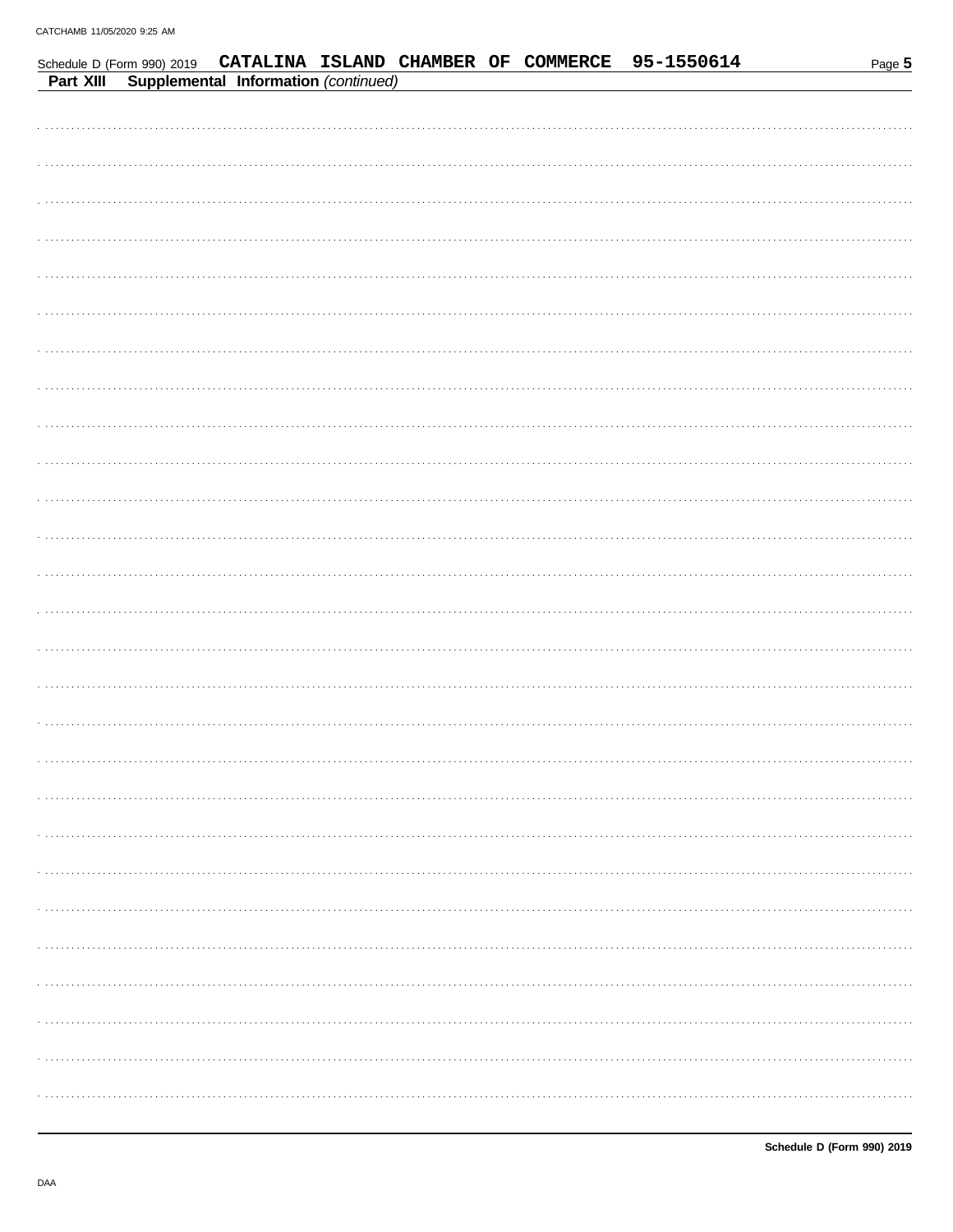Schedule D (Form 990) 2019 CATALINA ISLAND CHAMBER OF COMMERCE 95-1550614

**Part XIII Supplemental Information** *(continued)*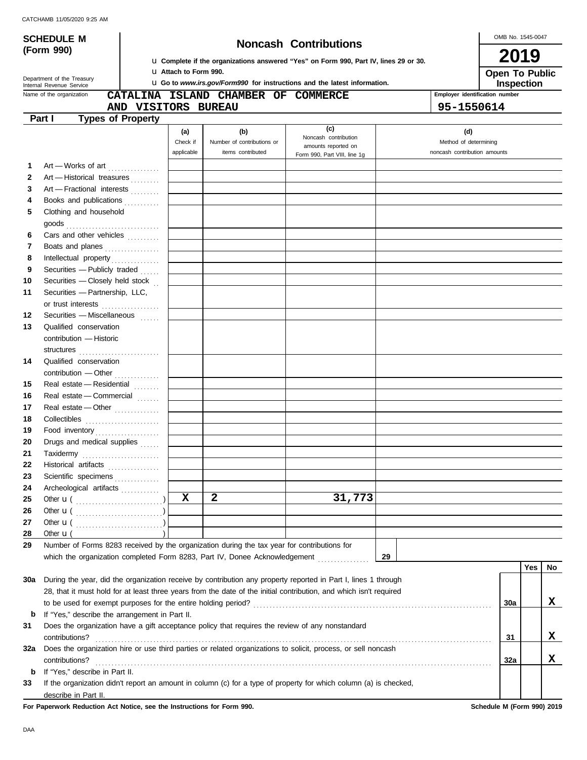**SCHEDULE M (Form 990)**

Department of the Treasury
Internal Revenue Service

# Noncash Contributions

u Complete if the organizations answered "Yes" on Form 990, Part IV, lines 29 or 30.
u Attach to Form 990.
u Go to *www.irs.gov/Form990* for instructions and the latest information.

OMB No. 1545-0047

**2019**

**Open To Public Inspection**

Name of the organization: **CATALINA ISLAND CHAMBER OF COMMERCE AND VISITORS BUREAU**

Employer identification number: **95-1550614**

## Part I Types of Property

| | | (a) Check if applicable | (b) Number of contributions or items contributed | (c) Noncash contribution amounts reported on Form 990, Part VIII, line 1g | (d) Method of determining noncash contribution amounts |
|---|---|---|---|---|---|
| 1 | Art — Works of art | | | | |
| 2 | Art — Historical treasures | | | | |
| 3 | Art — Fractional interests | | | | |
| 4 | Books and publications | | | | |
| 5 | Clothing and household goods | | | | |
| 6 | Cars and other vehicles | | | | |
| 7 | Boats and planes | | | | |
| 8 | Intellectual property | | | | |
| 9 | Securities — Publicly traded | | | | |
| 10 | Securities — Closely held stock | | | | |
| 11 | Securities — Partnership, LLC, or trust interests | | | | |
| 12 | Securities — Miscellaneous | | | | |
| 13 | Qualified conservation contribution — Historic structures | | | | |
| 14 | Qualified conservation contribution — Other | | | | |
| 15 | Real estate — Residential | | | | |
| 16 | Real estate — Commercial | | | | |
| 17 | Real estate — Other | | | | |
| 18 | Collectibles | | | | |
| 19 | Food inventory | | | | |
| 20 | Drugs and medical supplies | | | | |
| 21 | Taxidermy | | | | |
| 22 | Historical artifacts | | | | |
| 23 | Scientific specimens | | | | |
| 24 | Archeological artifacts | | | | |
| 25 | Other u ( ) | X | 2 | 31,773 | |
| 26 | Other u ( ) | | | | |
| 27 | Other u ( ) | | | | |
| 28 | Other u ( ) | | | | |

29 Number of Forms 8283 received by the organization during the tax year for contributions for which the organization completed Form 8283, Part IV, Donee Acknowledgement ..... 29

| | | | Yes | No |
|---|---|---|---|---|
| 30a | During the year, did the organization receive by contribution any property reported in Part I, lines 1 through 28, that it must hold for at least three years from the date of the initial contribution, and which isn't required to be used for exempt purposes for the entire holding period? | 30a | | X |
| b | If "Yes," describe the arrangement in Part II. | | | |
| 31 | Does the organization have a gift acceptance policy that requires the review of any nonstandard contributions? | 31 | | X |
| 32a | Does the organization hire or use third parties or related organizations to solicit, process, or sell noncash contributions? | 32a | | X |
| b | If "Yes," describe in Part II. | | | |
| 33 | If the organization didn't report an amount in column (c) for a type of property for which column (a) is checked, describe in Part II. | | | |

**For Paperwork Reduction Act Notice, see the Instructions for Form 990.** **Schedule M (Form 990) 2019**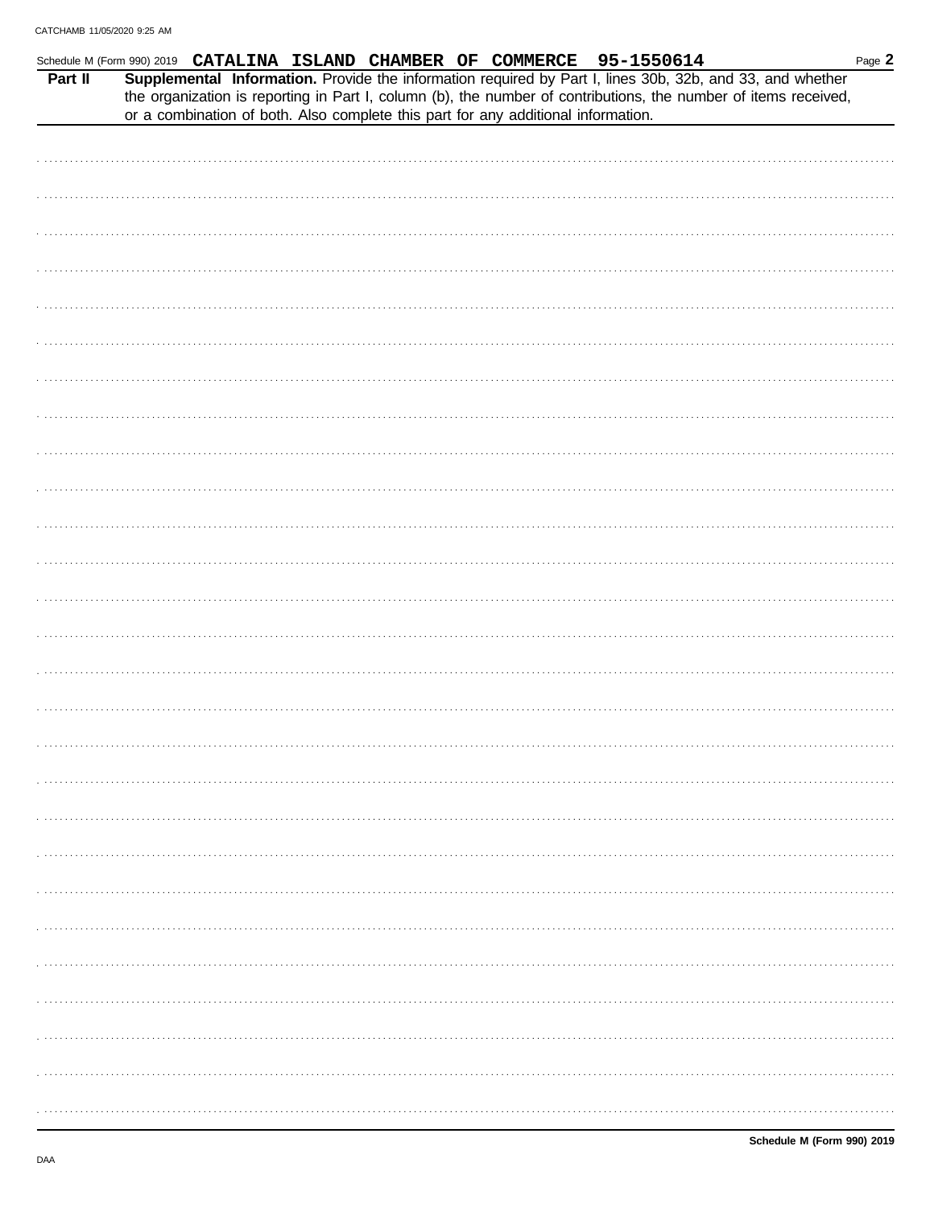Schedule M (Form 990) 2019 **CATALINA ISLAND CHAMBER OF COMMERCE 95-1550614**

**Part II** **Supplemental Information.** Provide the information required by Part I, lines 30b, 32b, and 33, and whether the organization is reporting in Part I, column (b), the number of contributions, the number of items received, or a combination of both. Also complete this part for any additional information.

**Schedule M (Form 990) 2019**

DAA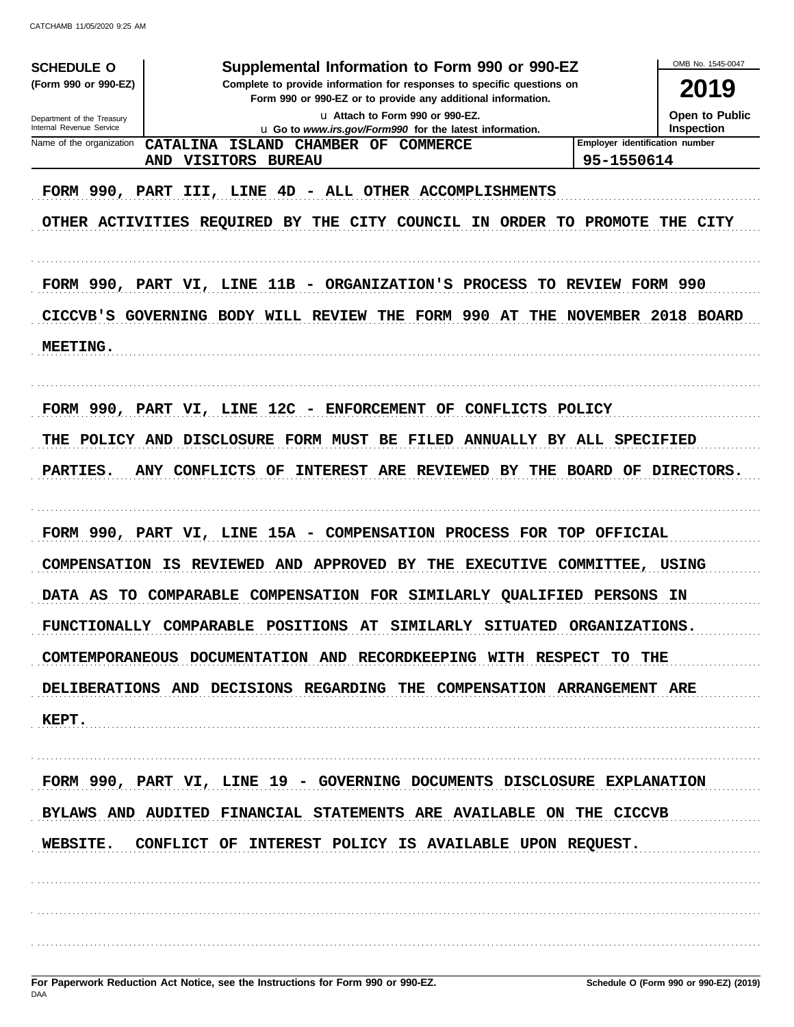**SCHEDULE O (Form 990 or 990-EZ)**

Department of the Treasury
Internal Revenue Service

# Supplemental Information to Form 990 or 990-EZ

**Complete to provide information for responses to specific questions on Form 990 or 990-EZ or to provide any additional information.**

u Attach to Form 990 or 990-EZ.

u Go to *www.irs.gov/Form990* for the latest information.

OMB No. 1545-0047

**2019**

**Open to Public Inspection**

Name of the organization: CATALINA ISLAND CHAMBER OF COMMERCE AND VISITORS BUREAU

Employer identification number: 95-1550614

FORM 990, PART III, LINE 4D - ALL OTHER ACCOMPLISHMENTS

OTHER ACTIVITIES REQUIRED BY THE CITY COUNCIL IN ORDER TO PROMOTE THE CITY

FORM 990, PART VI, LINE 11B - ORGANIZATION'S PROCESS TO REVIEW FORM 990

CICCVB'S GOVERNING BODY WILL REVIEW THE FORM 990 AT THE NOVEMBER 2018 BOARD MEETING.

FORM 990, PART VI, LINE 12C - ENFORCEMENT OF CONFLICTS POLICY

THE POLICY AND DISCLOSURE FORM MUST BE FILED ANNUALLY BY ALL SPECIFIED PARTIES. ANY CONFLICTS OF INTEREST ARE REVIEWED BY THE BOARD OF DIRECTORS.

FORM 990, PART VI, LINE 15A - COMPENSATION PROCESS FOR TOP OFFICIAL

COMPENSATION IS REVIEWED AND APPROVED BY THE EXECUTIVE COMMITTEE, USING DATA AS TO COMPARABLE COMPENSATION FOR SIMILARLY QUALIFIED PERSONS IN FUNCTIONALLY COMPARABLE POSITIONS AT SIMILARLY SITUATED ORGANIZATIONS. COMTEMPORANEOUS DOCUMENTATION AND RECORDKEEPING WITH RESPECT TO THE DELIBERATIONS AND DECISIONS REGARDING THE COMPENSATION ARRANGEMENT ARE KEPT.

FORM 990, PART VI, LINE 19 - GOVERNING DOCUMENTS DISCLOSURE EXPLANATION

BYLAWS AND AUDITED FINANCIAL STATEMENTS ARE AVAILABLE ON THE CICCVB WEBSITE. CONFLICT OF INTEREST POLICY IS AVAILABLE UPON REQUEST.

**For Paperwork Reduction Act Notice, see the Instructions for Form 990 or 990-EZ.**

DAA

**Schedule O (Form 990 or 990-EZ) (2019)**